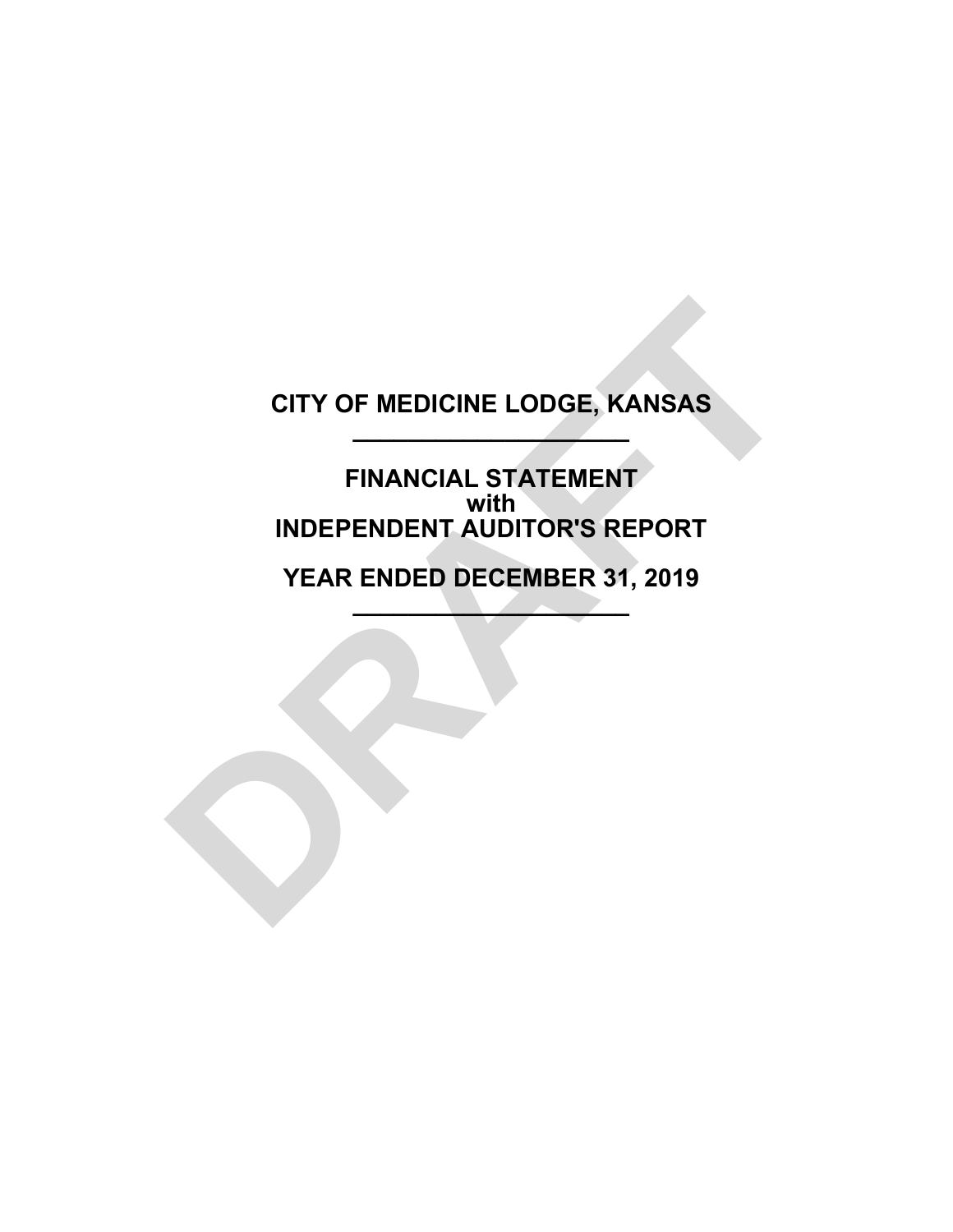# CITY OF MEDICINE LODGE, KANSAS

---

## FINANCIAL STATEMENT
## with
## INDEPENDENT AUDITOR'S REPORT

## YEAR ENDED DECEMBER 31, 2019

---

DRAFT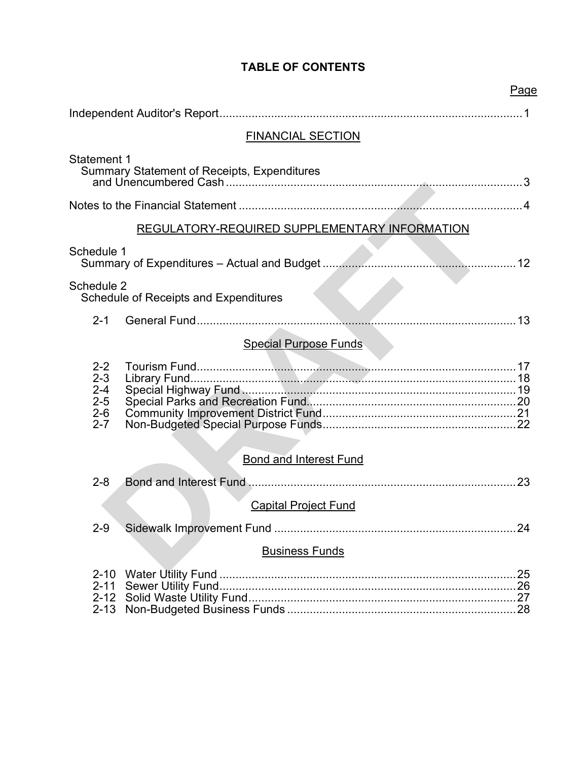# TABLE OF CONTENTS

| | | Page |
|---|---|---|
| Independent Auditor's Report | | 1 |
| | **FINANCIAL SECTION** | |
| Statement 1 | Summary Statement of Receipts, Expenditures and Unencumbered Cash | 3 |
| Notes to the Financial Statement | | 4 |
| | **REGULATORY-REQUIRED SUPPLEMENTARY INFORMATION** | |
| Schedule 1 | Summary of Expenditures – Actual and Budget | 12 |
| Schedule 2 | Schedule of Receipts and Expenditures | |
| 2-1 | General Fund | 13 |
| | **Special Purpose Funds** | |
| 2-2 | Tourism Fund | 17 |
| 2-3 | Library Fund | 18 |
| 2-4 | Special Highway Fund | 19 |
| 2-5 | Special Parks and Recreation Fund | 20 |
| 2-6 | Community Improvement District Fund | 21 |
| 2-7 | Non-Budgeted Special Purpose Funds | 22 |
| | **Bond and Interest Fund** | |
| 2-8 | Bond and Interest Fund | 23 |
| | **Capital Project Fund** | |
| 2-9 | Sidewalk Improvement Fund | 24 |
| | **Business Funds** | |
| 2-10 | Water Utility Fund | 25 |
| 2-11 | Sewer Utility Fund | 26 |
| 2-12 | Solid Waste Utility Fund | 27 |
| 2-13 | Non-Budgeted Business Funds | 28 |

DRAFT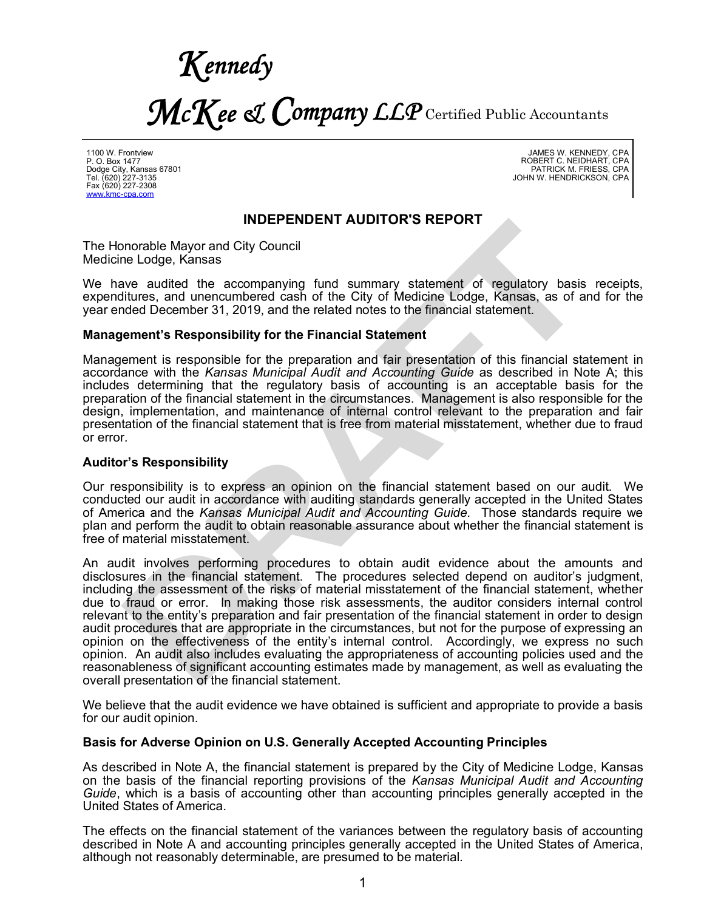# *Kennedy McKee & Company LLP* Certified Public Accountants

1100 W. Frontview
P. O. Box 1477
Dodge City, Kansas 67801
Tel. (620) 227-3135
Fax (620) 227-2308
www.kmc-cpa.com

JAMES W. KENNEDY, CPA
ROBERT C. NEIDHART, CPA
PATRICK M. FRIESS, CPA
JOHN W. HENDRICKSON, CPA

## INDEPENDENT AUDITOR'S REPORT

The Honorable Mayor and City Council
Medicine Lodge, Kansas

We have audited the accompanying fund summary statement of regulatory basis receipts, expenditures, and unencumbered cash of the City of Medicine Lodge, Kansas, as of and for the year ended December 31, 2019, and the related notes to the financial statement.

### Management's Responsibility for the Financial Statement

Management is responsible for the preparation and fair presentation of this financial statement in accordance with the *Kansas Municipal Audit and Accounting Guide* as described in Note A; this includes determining that the regulatory basis of accounting is an acceptable basis for the preparation of the financial statement in the circumstances. Management is also responsible for the design, implementation, and maintenance of internal control relevant to the preparation and fair presentation of the financial statement that is free from material misstatement, whether due to fraud or error.

### Auditor's Responsibility

Our responsibility is to express an opinion on the financial statement based on our audit. We conducted our audit in accordance with auditing standards generally accepted in the United States of America and the *Kansas Municipal Audit and Accounting Guide.* Those standards require we plan and perform the audit to obtain reasonable assurance about whether the financial statement is free of material misstatement.

An audit involves performing procedures to obtain audit evidence about the amounts and disclosures in the financial statement. The procedures selected depend on auditor's judgment, including the assessment of the risks of material misstatement of the financial statement, whether due to fraud or error. In making those risk assessments, the auditor considers internal control relevant to the entity's preparation and fair presentation of the financial statement in order to design audit procedures that are appropriate in the circumstances, but not for the purpose of expressing an opinion on the effectiveness of the entity's internal control. Accordingly, we express no such opinion. An audit also includes evaluating the appropriateness of accounting policies used and the reasonableness of significant accounting estimates made by management, as well as evaluating the overall presentation of the financial statement.

We believe that the audit evidence we have obtained is sufficient and appropriate to provide a basis for our audit opinion.

### Basis for Adverse Opinion on U.S. Generally Accepted Accounting Principles

As described in Note A, the financial statement is prepared by the City of Medicine Lodge, Kansas on the basis of the financial reporting provisions of the *Kansas Municipal Audit and Accounting Guide*, which is a basis of accounting other than accounting principles generally accepted in the United States of America.

The effects on the financial statement of the variances between the regulatory basis of accounting described in Note A and accounting principles generally accepted in the United States of America, although not reasonably determinable, are presumed to be material.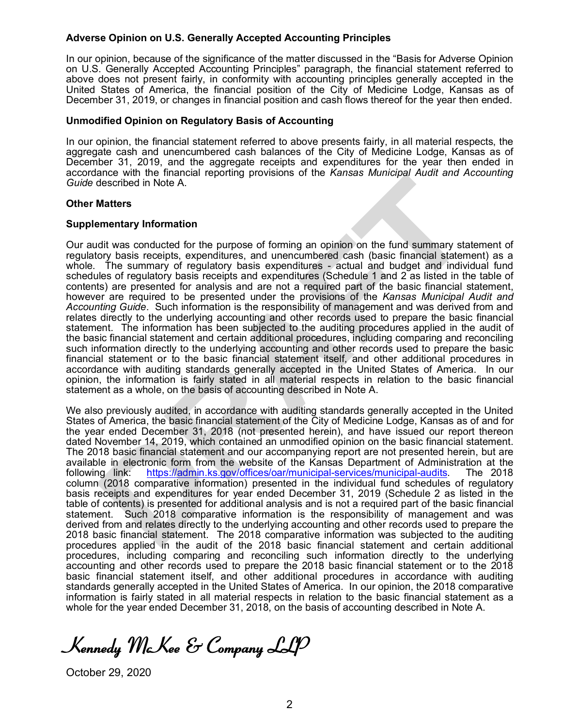### Adverse Opinion on U.S. Generally Accepted Accounting Principles

In our opinion, because of the significance of the matter discussed in the "Basis for Adverse Opinion on U.S. Generally Accepted Accounting Principles" paragraph, the financial statement referred to above does not present fairly, in conformity with accounting principles generally accepted in the United States of America, the financial position of the City of Medicine Lodge, Kansas as of December 31, 2019, or changes in financial position and cash flows thereof for the year then ended.

### Unmodified Opinion on Regulatory Basis of Accounting

In our opinion, the financial statement referred to above presents fairly, in all material respects, the aggregate cash and unencumbered cash balances of the City of Medicine Lodge, Kansas as of December 31, 2019, and the aggregate receipts and expenditures for the year then ended in accordance with the financial reporting provisions of the *Kansas Municipal Audit and Accounting Guide* described in Note A.

### Other Matters

### Supplementary Information

Our audit was conducted for the purpose of forming an opinion on the fund summary statement of regulatory basis receipts, expenditures, and unencumbered cash (basic financial statement) as a whole. The summary of regulatory basis expenditures - actual and budget and individual fund schedules of regulatory basis receipts and expenditures (Schedule 1 and 2 as listed in the table of contents) are presented for analysis and are not a required part of the basic financial statement, however are required to be presented under the provisions of the *Kansas Municipal Audit and Accounting Guide*. Such information is the responsibility of management and was derived from and relates directly to the underlying accounting and other records used to prepare the basic financial statement. The information has been subjected to the auditing procedures applied in the audit of the basic financial statement and certain additional procedures, including comparing and reconciling such information directly to the underlying accounting and other records used to prepare the basic financial statement or to the basic financial statement itself, and other additional procedures in accordance with auditing standards generally accepted in the United States of America. In our opinion, the information is fairly stated in all material respects in relation to the basic financial statement as a whole, on the basis of accounting described in Note A.

We also previously audited, in accordance with auditing standards generally accepted in the United States of America, the basic financial statement of the City of Medicine Lodge, Kansas as of and for the year ended December 31, 2018 (not presented herein), and have issued our report thereon dated November 14, 2019, which contained an unmodified opinion on the basic financial statement. The 2018 basic financial statement and our accompanying report are not presented herein, but are available in electronic form from the website of the Kansas Department of Administration at the following link: https://admin.ks.gov/offices/oar/municipal-services/municipal-audits. The 2018 column (2018 comparative information) presented in the individual fund schedules of regulatory basis receipts and expenditures for year ended December 31, 2019 (Schedule 2 as listed in the table of contents) is presented for additional analysis and is not a required part of the basic financial statement. Such 2018 comparative information is the responsibility of management and was derived from and relates directly to the underlying accounting and other records used to prepare the 2018 basic financial statement. The 2018 comparative information was subjected to the auditing procedures applied in the audit of the 2018 basic financial statement and certain additional procedures, including comparing and reconciling such information directly to the underlying accounting and other records used to prepare the 2018 basic financial statement or to the 2018 basic financial statement itself, and other additional procedures in accordance with auditing standards generally accepted in the United States of America. In our opinion, the 2018 comparative information is fairly stated in all material respects in relation to the basic financial statement as a whole for the year ended December 31, 2018, on the basis of accounting described in Note A.

*Kennedy McKee & Company LLP*

October 29, 2020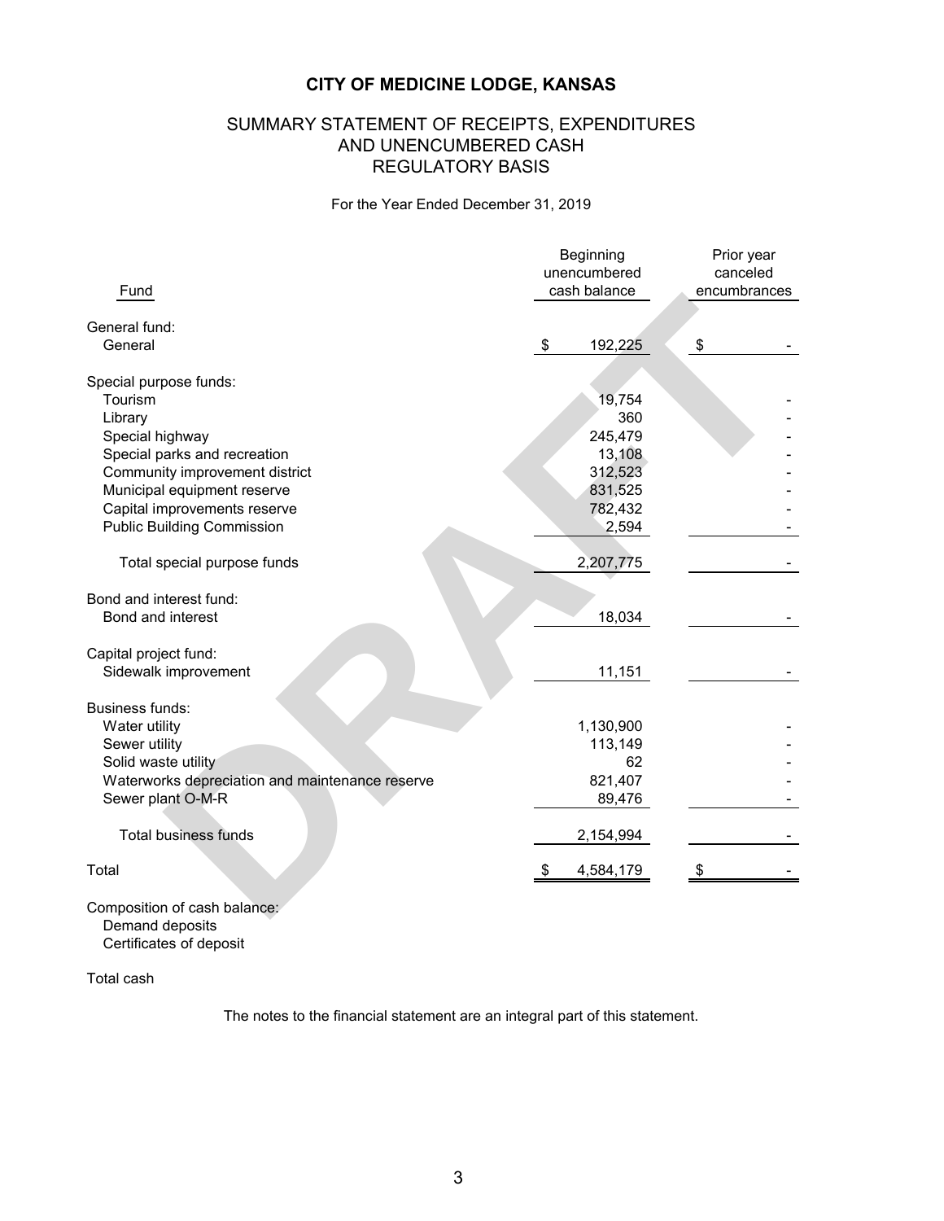# CITY OF MEDICINE LODGE, KANSAS

## SUMMARY STATEMENT OF RECEIPTS, EXPENDITURES AND UNENCUMBERED CASH REGULATORY BASIS

For the Year Ended December 31, 2019

| Fund | Beginning unencumbered cash balance | Prior year canceled encumbrances |
|---|---|---|
| **General fund:** | | |
| General | $ 192,225 | $ - |
| **Special purpose funds:** | | |
| Tourism | 19,754 | - |
| Library | 360 | - |
| Special highway | 245,479 | - |
| Special parks and recreation | 13,108 | - |
| Community improvement district | 312,523 | - |
| Municipal equipment reserve | 831,525 | - |
| Capital improvements reserve | 782,432 | - |
| Public Building Commission | 2,594 | - |
| Total special purpose funds | 2,207,775 | - |
| **Bond and interest fund:** | | |
| Bond and interest | 18,034 | - |
| **Capital project fund:** | | |
| Sidewalk improvement | 11,151 | - |
| **Business funds:** | | |
| Water utility | 1,130,900 | - |
| Sewer utility | 113,149 | - |
| Solid waste utility | 62 | - |
| Waterworks depreciation and maintenance reserve | 821,407 | - |
| Sewer plant O-M-R | 89,476 | - |
| Total business funds | 2,154,994 | - |
| Total | $ 4,584,179 | $ - |

Composition of cash balance:
- Demand deposits
- Certificates of deposit

Total cash

The notes to the financial statement are an integral part of this statement.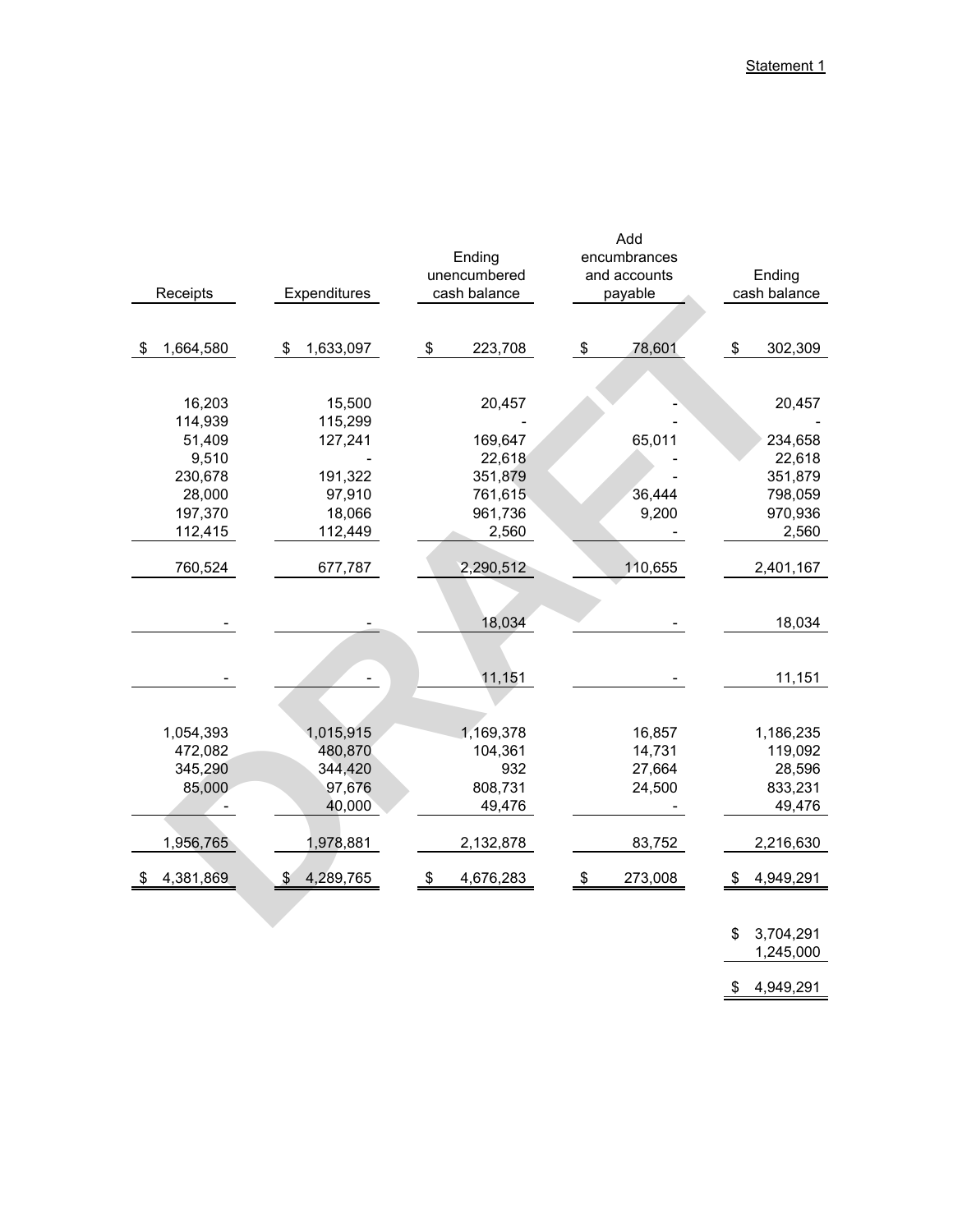Statement 1

| Receipts | Expenditures | Ending unencumbered cash balance | Add encumbrances and accounts payable | Ending cash balance |
|---|---|---|---|---|
| $ 1,664,580 | $ 1,633,097 | $ 223,708 | $ 78,601 | $ 302,309 |
| 16,203 | 15,500 | 20,457 | - | 20,457 |
| 114,939 | 115,299 | - | - | - |
| 51,409 | 127,241 | 169,647 | 65,011 | 234,658 |
| 9,510 | - | 22,618 | - | 22,618 |
| 230,678 | 191,322 | 351,879 | - | 351,879 |
| 28,000 | 97,910 | 761,615 | 36,444 | 798,059 |
| 197,370 | 18,066 | 961,736 | 9,200 | 970,936 |
| 112,415 | 112,449 | 2,560 | - | 2,560 |
| 760,524 | 677,787 | 2,290,512 | 110,655 | 2,401,167 |
| - | - | 18,034 | - | 18,034 |
| - | - | 11,151 | - | 11,151 |
| 1,054,393 | 1,015,915 | 1,169,378 | 16,857 | 1,186,235 |
| 472,082 | 480,870 | 104,361 | 14,731 | 119,092 |
| 345,290 | 344,420 | 932 | 27,664 | 28,596 |
| 85,000 | 97,676 | 808,731 | 24,500 | 833,231 |
| - | 40,000 | 49,476 | - | 49,476 |
| 1,956,765 | 1,978,881 | 2,132,878 | 83,752 | 2,216,630 |
| $ 4,381,869 | $ 4,289,765 | $ 4,676,283 | $ 273,008 | $ 4,949,291 |
| | | | | $ 3,704,291 |
| | | | | 1,245,000 |
| | | | | $ 4,949,291 |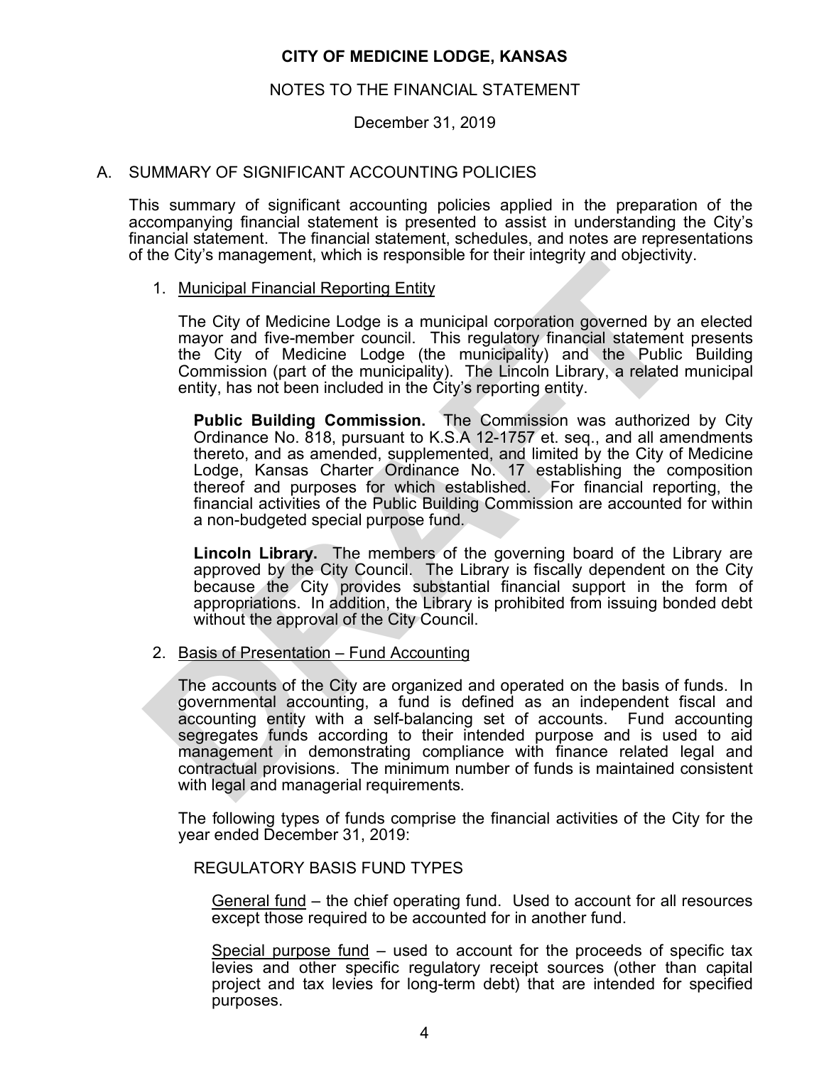**CITY OF MEDICINE LODGE, KANSAS**

NOTES TO THE FINANCIAL STATEMENT

December 31, 2019

## A. SUMMARY OF SIGNIFICANT ACCOUNTING POLICIES

This summary of significant accounting policies applied in the preparation of the accompanying financial statement is presented to assist in understanding the City's financial statement. The financial statement, schedules, and notes are representations of the City's management, which is responsible for their integrity and objectivity.

### 1. Municipal Financial Reporting Entity

The City of Medicine Lodge is a municipal corporation governed by an elected mayor and five-member council. This regulatory financial statement presents the City of Medicine Lodge (the municipality) and the Public Building Commission (part of the municipality). The Lincoln Library, a related municipal entity, has not been included in the City's reporting entity.

**Public Building Commission.** The Commission was authorized by City Ordinance No. 818, pursuant to K.S.A 12-1757 et. seq., and all amendments thereto, and as amended, supplemented, and limited by the City of Medicine Lodge, Kansas Charter Ordinance No. 17 establishing the composition thereof and purposes for which established. For financial reporting, the financial activities of the Public Building Commission are accounted for within a non-budgeted special purpose fund.

**Lincoln Library.** The members of the governing board of the Library are approved by the City Council. The Library is fiscally dependent on the City because the City provides substantial financial support in the form of appropriations. In addition, the Library is prohibited from issuing bonded debt without the approval of the City Council.

### 2. Basis of Presentation – Fund Accounting

The accounts of the City are organized and operated on the basis of funds. In governmental accounting, a fund is defined as an independent fiscal and accounting entity with a self-balancing set of accounts. Fund accounting segregates funds according to their intended purpose and is used to aid management in demonstrating compliance with finance related legal and contractual provisions. The minimum number of funds is maintained consistent with legal and managerial requirements.

The following types of funds comprise the financial activities of the City for the year ended December 31, 2019:

REGULATORY BASIS FUND TYPES

General fund – the chief operating fund. Used to account for all resources except those required to be accounted for in another fund.

Special purpose fund – used to account for the proceeds of specific tax levies and other specific regulatory receipt sources (other than capital project and tax levies for long-term debt) that are intended for specified purposes.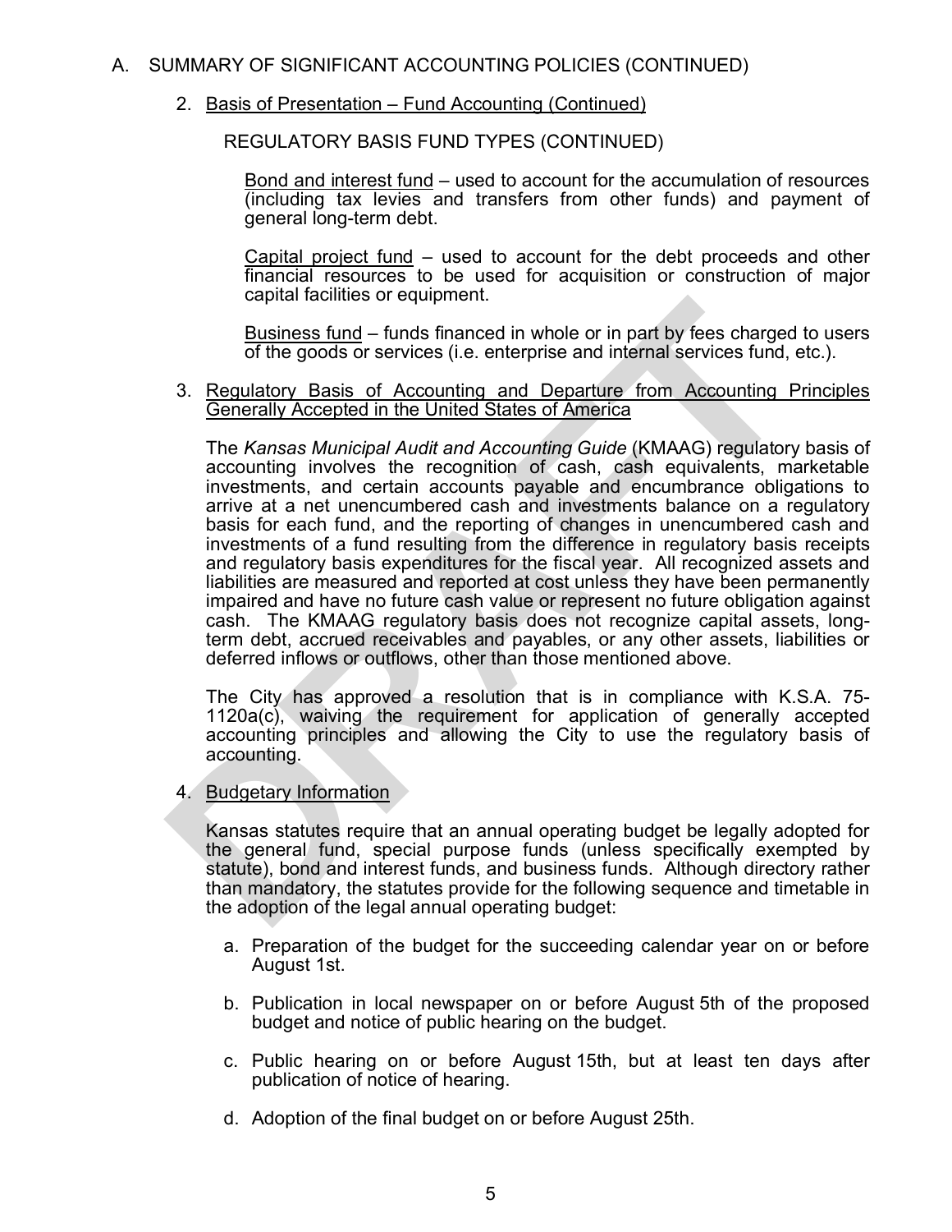A. SUMMARY OF SIGNIFICANT ACCOUNTING POLICIES (CONTINUED)

2. Basis of Presentation – Fund Accounting (Continued)

REGULATORY BASIS FUND TYPES (CONTINUED)

Bond and interest fund – used to account for the accumulation of resources (including tax levies and transfers from other funds) and payment of general long-term debt.

Capital project fund – used to account for the debt proceeds and other financial resources to be used for acquisition or construction of major capital facilities or equipment.

Business fund – funds financed in whole or in part by fees charged to users of the goods or services (i.e. enterprise and internal services fund, etc.).

3. Regulatory Basis of Accounting and Departure from Accounting Principles Generally Accepted in the United States of America

The *Kansas Municipal Audit and Accounting Guide* (KMAAG) regulatory basis of accounting involves the recognition of cash, cash equivalents, marketable investments, and certain accounts payable and encumbrance obligations to arrive at a net unencumbered cash and investments balance on a regulatory basis for each fund, and the reporting of changes in unencumbered cash and investments of a fund resulting from the difference in regulatory basis receipts and regulatory basis expenditures for the fiscal year. All recognized assets and liabilities are measured and reported at cost unless they have been permanently impaired and have no future cash value or represent no future obligation against cash. The KMAAG regulatory basis does not recognize capital assets, long-term debt, accrued receivables and payables, or any other assets, liabilities or deferred inflows or outflows, other than those mentioned above.

The City has approved a resolution that is in compliance with K.S.A. 75-1120a(c), waiving the requirement for application of generally accepted accounting principles and allowing the City to use the regulatory basis of accounting.

4. Budgetary Information

Kansas statutes require that an annual operating budget be legally adopted for the general fund, special purpose funds (unless specifically exempted by statute), bond and interest funds, and business funds. Although directory rather than mandatory, the statutes provide for the following sequence and timetable in the adoption of the legal annual operating budget:

a. Preparation of the budget for the succeeding calendar year on or before August 1st.

b. Publication in local newspaper on or before August 5th of the proposed budget and notice of public hearing on the budget.

c. Public hearing on or before August 15th, but at least ten days after publication of notice of hearing.

d. Adoption of the final budget on or before August 25th.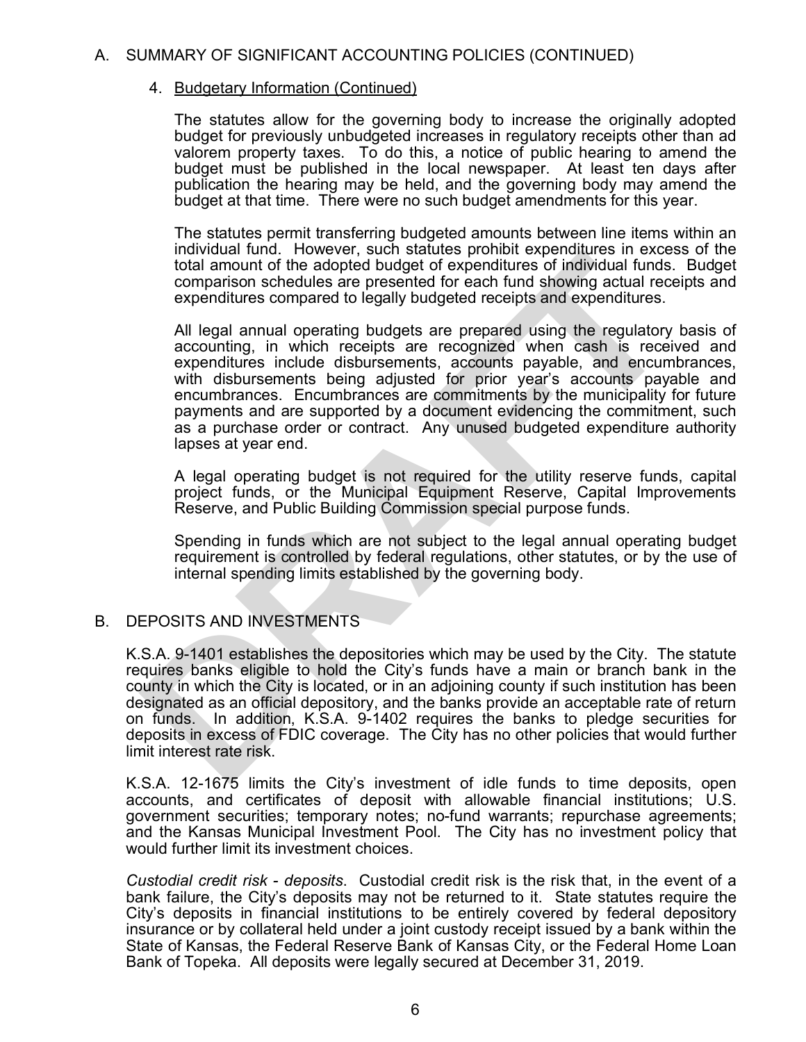## A. SUMMARY OF SIGNIFICANT ACCOUNTING POLICIES (CONTINUED)

### 4. Budgetary Information (Continued)

The statutes allow for the governing body to increase the originally adopted budget for previously unbudgeted increases in regulatory receipts other than ad valorem property taxes. To do this, a notice of public hearing to amend the budget must be published in the local newspaper. At least ten days after publication the hearing may be held, and the governing body may amend the budget at that time. There were no such budget amendments for this year.

The statutes permit transferring budgeted amounts between line items within an individual fund. However, such statutes prohibit expenditures in excess of the total amount of the adopted budget of expenditures of individual funds. Budget comparison schedules are presented for each fund showing actual receipts and expenditures compared to legally budgeted receipts and expenditures.

All legal annual operating budgets are prepared using the regulatory basis of accounting, in which receipts are recognized when cash is received and expenditures include disbursements, accounts payable, and encumbrances, with disbursements being adjusted for prior year's accounts payable and encumbrances. Encumbrances are commitments by the municipality for future payments and are supported by a document evidencing the commitment, such as a purchase order or contract. Any unused budgeted expenditure authority lapses at year end.

A legal operating budget is not required for the utility reserve funds, capital project funds, or the Municipal Equipment Reserve, Capital Improvements Reserve, and Public Building Commission special purpose funds.

Spending in funds which are not subject to the legal annual operating budget requirement is controlled by federal regulations, other statutes, or by the use of internal spending limits established by the governing body.

## B. DEPOSITS AND INVESTMENTS

K.S.A. 9-1401 establishes the depositories which may be used by the City. The statute requires banks eligible to hold the City's funds have a main or branch bank in the county in which the City is located, or in an adjoining county if such institution has been designated as an official depository, and the banks provide an acceptable rate of return on funds. In addition, K.S.A. 9-1402 requires the banks to pledge securities for deposits in excess of FDIC coverage. The City has no other policies that would further limit interest rate risk.

K.S.A. 12-1675 limits the City's investment of idle funds to time deposits, open accounts, and certificates of deposit with allowable financial institutions; U.S. government securities; temporary notes; no-fund warrants; repurchase agreements; and the Kansas Municipal Investment Pool. The City has no investment policy that would further limit its investment choices.

*Custodial credit risk - deposits*. Custodial credit risk is the risk that, in the event of a bank failure, the City's deposits may not be returned to it. State statutes require the City's deposits in financial institutions to be entirely covered by federal depository insurance or by collateral held under a joint custody receipt issued by a bank within the State of Kansas, the Federal Reserve Bank of Kansas City, or the Federal Home Loan Bank of Topeka. All deposits were legally secured at December 31, 2019.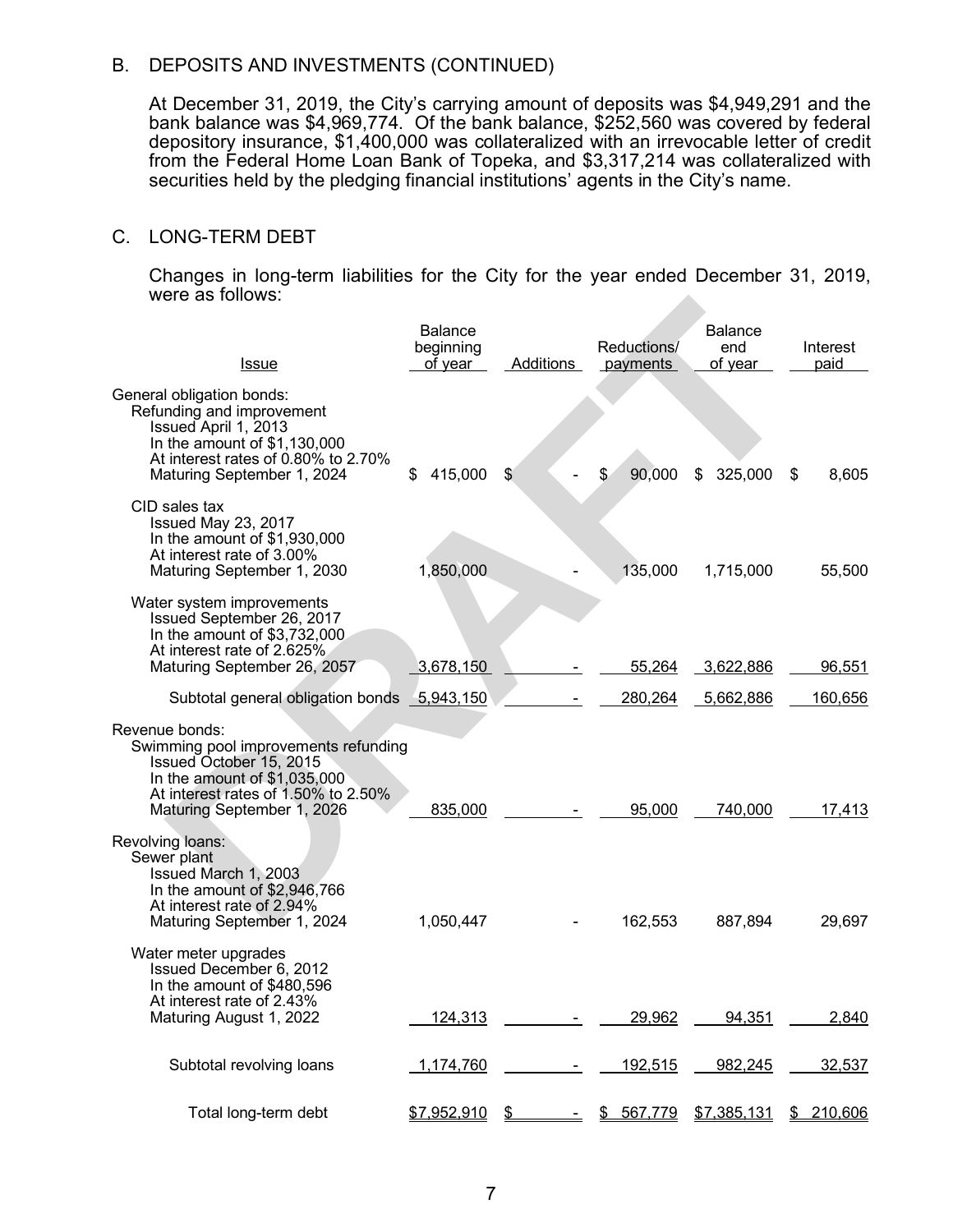## B. DEPOSITS AND INVESTMENTS (CONTINUED)

At December 31, 2019, the City's carrying amount of deposits was $4,949,291 and the bank balance was $4,969,774. Of the bank balance, $252,560 was covered by federal depository insurance, $1,400,000 was collateralized with an irrevocable letter of credit from the Federal Home Loan Bank of Topeka, and $3,317,214 was collateralized with securities held by the pledging financial institutions' agents in the City's name.

## C. LONG-TERM DEBT

Changes in long-term liabilities for the City for the year ended December 31, 2019, were as follows:

| Issue | Balance beginning of year | Additions | Reductions/ payments | Balance end of year | Interest paid |
|---|---|---|---|---|---|
| General obligation bonds: | | | | | |
| Refunding and improvement<br>Issued April 1, 2013<br>In the amount of $1,130,000<br>At interest rates of 0.80% to 2.70%<br>Maturing September 1, 2024 | $ 415,000 | $ - | $ 90,000 | $ 325,000 | $ 8,605 |
| CID sales tax<br>Issued May 23, 2017<br>In the amount of $1,930,000<br>At interest rate of 3.00%<br>Maturing September 1, 2030 | 1,850,000 | - | 135,000 | 1,715,000 | 55,500 |
| Water system improvements<br>Issued September 26, 2017<br>In the amount of $3,732,000<br>At interest rate of 2.625%<br>Maturing September 26, 2057 | 3,678,150 | - | 55,264 | 3,622,886 | 96,551 |
| Subtotal general obligation bonds | 5,943,150 | - | 280,264 | 5,662,886 | 160,656 |
| Revenue bonds: | | | | | |
| Swimming pool improvements refunding<br>Issued October 15, 2015<br>In the amount of $1,035,000<br>At interest rates of 1.50% to 2.50%<br>Maturing September 1, 2026 | 835,000 | - | 95,000 | 740,000 | 17,413 |
| Revolving loans: | | | | | |
| Sewer plant<br>Issued March 1, 2003<br>In the amount of $2,946,766<br>At interest rate of 2.94%<br>Maturing September 1, 2024 | 1,050,447 | - | 162,553 | 887,894 | 29,697 |
| Water meter upgrades<br>Issued December 6, 2012<br>In the amount of $480,596<br>At interest rate of 2.43%<br>Maturing August 1, 2022 | 124,313 | - | 29,962 | 94,351 | 2,840 |
| Subtotal revolving loans | 1,174,760 | - | 192,515 | 982,245 | 32,537 |
| Total long-term debt | $7,952,910 | $ - | $ 567,779 | $7,385,131 | $ 210,606 |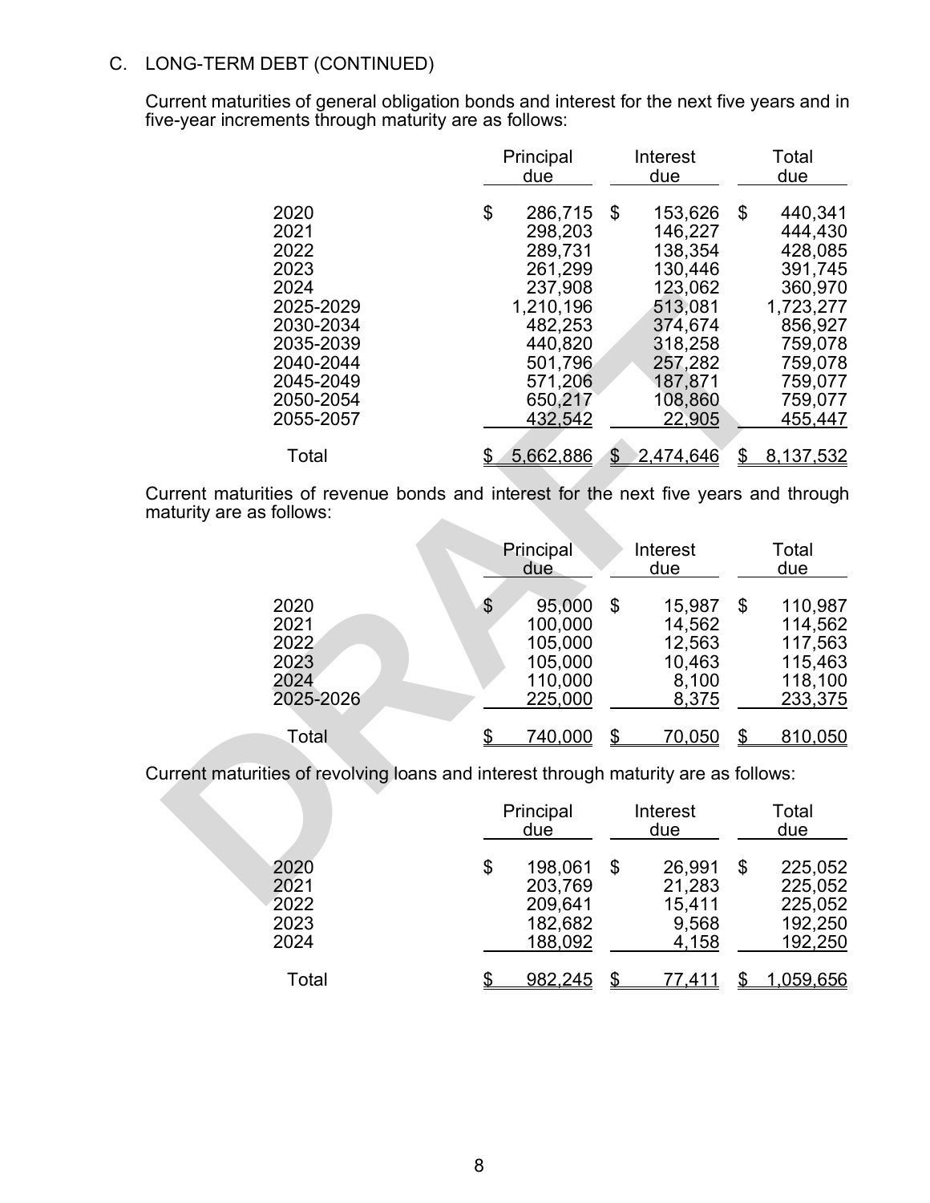C. LONG-TERM DEBT (CONTINUED)

Current maturities of general obligation bonds and interest for the next five years and in five-year increments through maturity are as follows:

| | Principal due | Interest due | Total due |
|---|---|---|---|
| 2020 | $ 286,715 | $ 153,626 | $ 440,341 |
| 2021 | 298,203 | 146,227 | 444,430 |
| 2022 | 289,731 | 138,354 | 428,085 |
| 2023 | 261,299 | 130,446 | 391,745 |
| 2024 | 237,908 | 123,062 | 360,970 |
| 2025-2029 | 1,210,196 | 513,081 | 1,723,277 |
| 2030-2034 | 482,253 | 374,674 | 856,927 |
| 2035-2039 | 440,820 | 318,258 | 759,078 |
| 2040-2044 | 501,796 | 257,282 | 759,078 |
| 2045-2049 | 571,206 | 187,871 | 759,077 |
| 2050-2054 | 650,217 | 108,860 | 759,077 |
| 2055-2057 | 432,542 | 22,905 | 455,447 |
| Total | $ 5,662,886 | $ 2,474,646 | $ 8,137,532 |

Current maturities of revenue bonds and interest for the next five years and through maturity are as follows:

| | Principal due | Interest due | Total due |
|---|---|---|---|
| 2020 | $ 95,000 | $ 15,987 | $ 110,987 |
| 2021 | 100,000 | 14,562 | 114,562 |
| 2022 | 105,000 | 12,563 | 117,563 |
| 2023 | 105,000 | 10,463 | 115,463 |
| 2024 | 110,000 | 8,100 | 118,100 |
| 2025-2026 | 225,000 | 8,375 | 233,375 |
| Total | $ 740,000 | $ 70,050 | $ 810,050 |

Current maturities of revolving loans and interest through maturity are as follows:

| | Principal due | Interest due | Total due |
|---|---|---|---|
| 2020 | $ 198,061 | $ 26,991 | $ 225,052 |
| 2021 | 203,769 | 21,283 | 225,052 |
| 2022 | 209,641 | 15,411 | 225,052 |
| 2023 | 182,682 | 9,568 | 192,250 |
| 2024 | 188,092 | 4,158 | 192,250 |
| Total | $ 982,245 | $ 77,411 | $ 1,059,656 |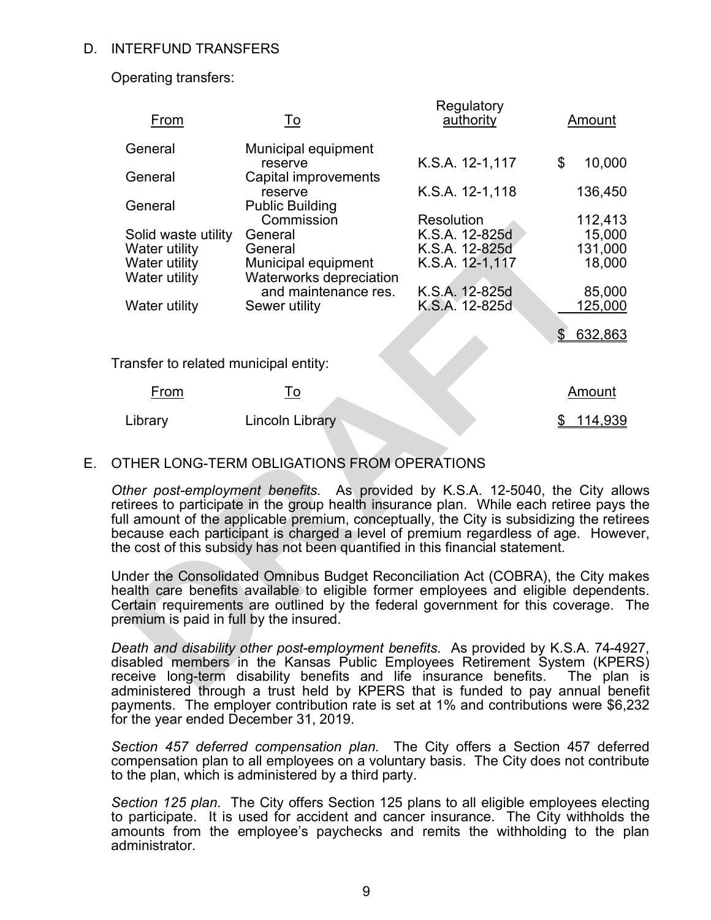## D. INTERFUND TRANSFERS

Operating transfers:

| From | To | Regulatory authority | Amount |
|---|---|---|---|
| General | Municipal equipment reserve | K.S.A. 12-1,117 | $ 10,000 |
| General | Capital improvements reserve | K.S.A. 12-1,118 | 136,450 |
| General | Public Building Commission | Resolution | 112,413 |
| Solid waste utility | General | K.S.A. 12-825d | 15,000 |
| Water utility | General | K.S.A. 12-825d | 131,000 |
| Water utility | Municipal equipment | K.S.A. 12-1,117 | 18,000 |
| Water utility | Waterworks depreciation and maintenance res. | K.S.A. 12-825d | 85,000 |
| Water utility | Sewer utility | K.S.A. 12-825d | 125,000 |
| | | | $ 632,863 |

Transfer to related municipal entity:

| From | To | Amount |
|---|---|---|
| Library | Lincoln Library | $ 114,939 |

## E. OTHER LONG-TERM OBLIGATIONS FROM OPERATIONS

*Other post-employment benefits.* As provided by K.S.A. 12-5040, the City allows retirees to participate in the group health insurance plan. While each retiree pays the full amount of the applicable premium, conceptually, the City is subsidizing the retirees because each participant is charged a level of premium regardless of age. However, the cost of this subsidy has not been quantified in this financial statement.

Under the Consolidated Omnibus Budget Reconciliation Act (COBRA), the City makes health care benefits available to eligible former employees and eligible dependents. Certain requirements are outlined by the federal government for this coverage. The premium is paid in full by the insured.

*Death and disability other post-employment benefits.* As provided by K.S.A. 74-4927, disabled members in the Kansas Public Employees Retirement System (KPERS) receive long-term disability benefits and life insurance benefits. The plan is administered through a trust held by KPERS that is funded to pay annual benefit payments. The employer contribution rate is set at 1% and contributions were $6,232 for the year ended December 31, 2019.

*Section 457 deferred compensation plan.* The City offers a Section 457 deferred compensation plan to all employees on a voluntary basis. The City does not contribute to the plan, which is administered by a third party.

*Section 125 plan.* The City offers Section 125 plans to all eligible employees electing to participate. It is used for accident and cancer insurance. The City withholds the amounts from the employee's paychecks and remits the withholding to the plan administrator.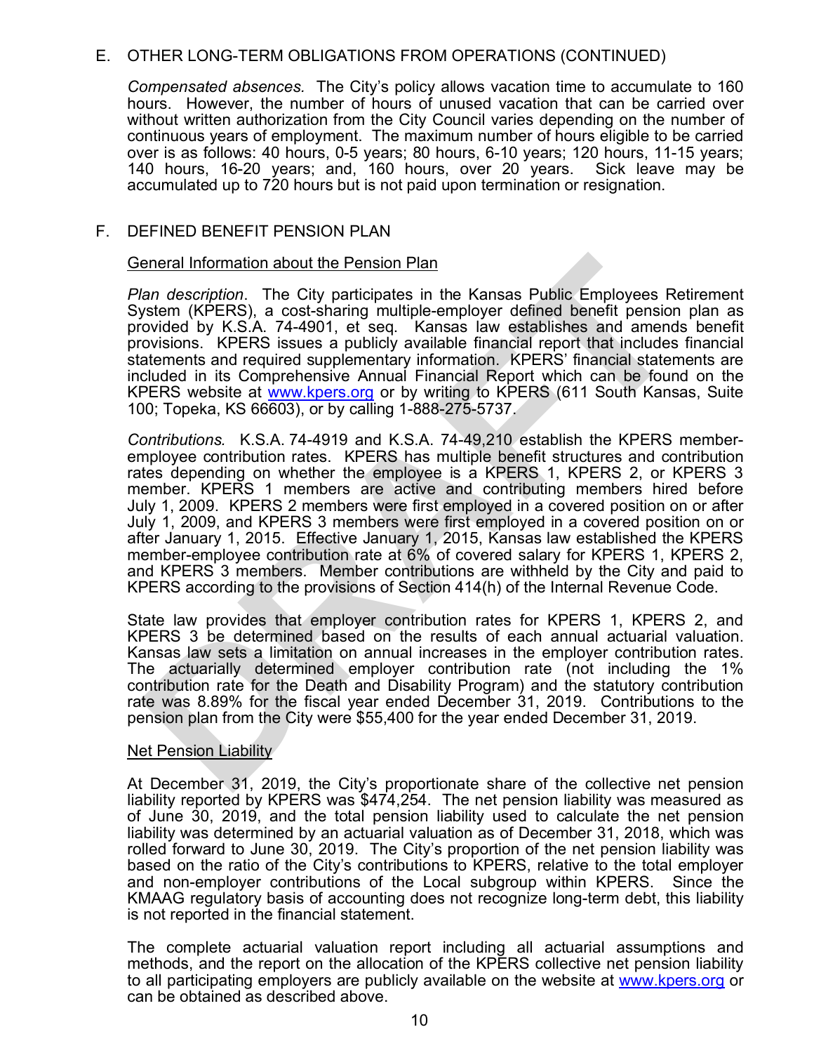## E. OTHER LONG-TERM OBLIGATIONS FROM OPERATIONS (CONTINUED)

*Compensated absences.* The City's policy allows vacation time to accumulate to 160 hours. However, the number of hours of unused vacation that can be carried over without written authorization from the City Council varies depending on the number of continuous years of employment. The maximum number of hours eligible to be carried over is as follows: 40 hours, 0-5 years; 80 hours, 6-10 years; 120 hours, 11-15 years; 140 hours, 16-20 years; and, 160 hours, over 20 years. Sick leave may be accumulated up to 720 hours but is not paid upon termination or resignation.

## F. DEFINED BENEFIT PENSION PLAN

### General Information about the Pension Plan

*Plan description*. The City participates in the Kansas Public Employees Retirement System (KPERS), a cost-sharing multiple-employer defined benefit pension plan as provided by K.S.A. 74-4901, et seq. Kansas law establishes and amends benefit provisions. KPERS issues a publicly available financial report that includes financial statements and required supplementary information. KPERS' financial statements are included in its Comprehensive Annual Financial Report which can be found on the KPERS website at www.kpers.org or by writing to KPERS (611 South Kansas, Suite 100; Topeka, KS 66603), or by calling 1-888-275-5737.

*Contributions.* K.S.A. 74-4919 and K.S.A. 74-49,210 establish the KPERS member-employee contribution rates. KPERS has multiple benefit structures and contribution rates depending on whether the employee is a KPERS 1, KPERS 2, or KPERS 3 member. KPERS 1 members are active and contributing members hired before July 1, 2009. KPERS 2 members were first employed in a covered position on or after July 1, 2009, and KPERS 3 members were first employed in a covered position on or after January 1, 2015. Effective January 1, 2015, Kansas law established the KPERS member-employee contribution rate at 6% of covered salary for KPERS 1, KPERS 2, and KPERS 3 members. Member contributions are withheld by the City and paid to KPERS according to the provisions of Section 414(h) of the Internal Revenue Code.

State law provides that employer contribution rates for KPERS 1, KPERS 2, and KPERS 3 be determined based on the results of each annual actuarial valuation. Kansas law sets a limitation on annual increases in the employer contribution rates. The actuarially determined employer contribution rate (not including the 1% contribution rate for the Death and Disability Program) and the statutory contribution rate was 8.89% for the fiscal year ended December 31, 2019. Contributions to the pension plan from the City were $55,400 for the year ended December 31, 2019.

### Net Pension Liability

At December 31, 2019, the City's proportionate share of the collective net pension liability reported by KPERS was $474,254. The net pension liability was measured as of June 30, 2019, and the total pension liability used to calculate the net pension liability was determined by an actuarial valuation as of December 31, 2018, which was rolled forward to June 30, 2019. The City's proportion of the net pension liability was based on the ratio of the City's contributions to KPERS, relative to the total employer and non-employer contributions of the Local subgroup within KPERS. Since the KMAAG regulatory basis of accounting does not recognize long-term debt, this liability is not reported in the financial statement.

The complete actuarial valuation report including all actuarial assumptions and methods, and the report on the allocation of the KPERS collective net pension liability to all participating employers are publicly available on the website at www.kpers.org or can be obtained as described above.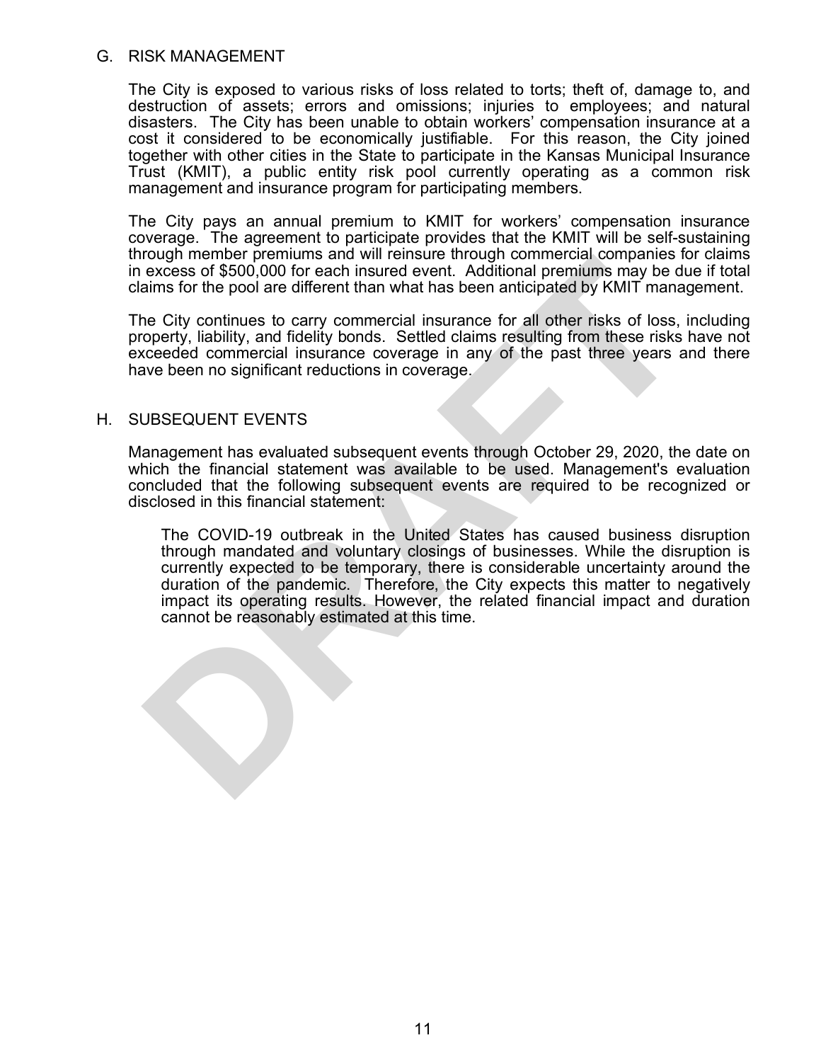## G. RISK MANAGEMENT

The City is exposed to various risks of loss related to torts; theft of, damage to, and destruction of assets; errors and omissions; injuries to employees; and natural disasters. The City has been unable to obtain workers' compensation insurance at a cost it considered to be economically justifiable. For this reason, the City joined together with other cities in the State to participate in the Kansas Municipal Insurance Trust (KMIT), a public entity risk pool currently operating as a common risk management and insurance program for participating members.

The City pays an annual premium to KMIT for workers' compensation insurance coverage. The agreement to participate provides that the KMIT will be self-sustaining through member premiums and will reinsure through commercial companies for claims in excess of $500,000 for each insured event. Additional premiums may be due if total claims for the pool are different than what has been anticipated by KMIT management.

The City continues to carry commercial insurance for all other risks of loss, including property, liability, and fidelity bonds. Settled claims resulting from these risks have not exceeded commercial insurance coverage in any of the past three years and there have been no significant reductions in coverage.

## H. SUBSEQUENT EVENTS

Management has evaluated subsequent events through October 29, 2020, the date on which the financial statement was available to be used. Management's evaluation concluded that the following subsequent events are required to be recognized or disclosed in this financial statement:

> The COVID-19 outbreak in the United States has caused business disruption through mandated and voluntary closings of businesses. While the disruption is currently expected to be temporary, there is considerable uncertainty around the duration of the pandemic. Therefore, the City expects this matter to negatively impact its operating results. However, the related financial impact and duration cannot be reasonably estimated at this time.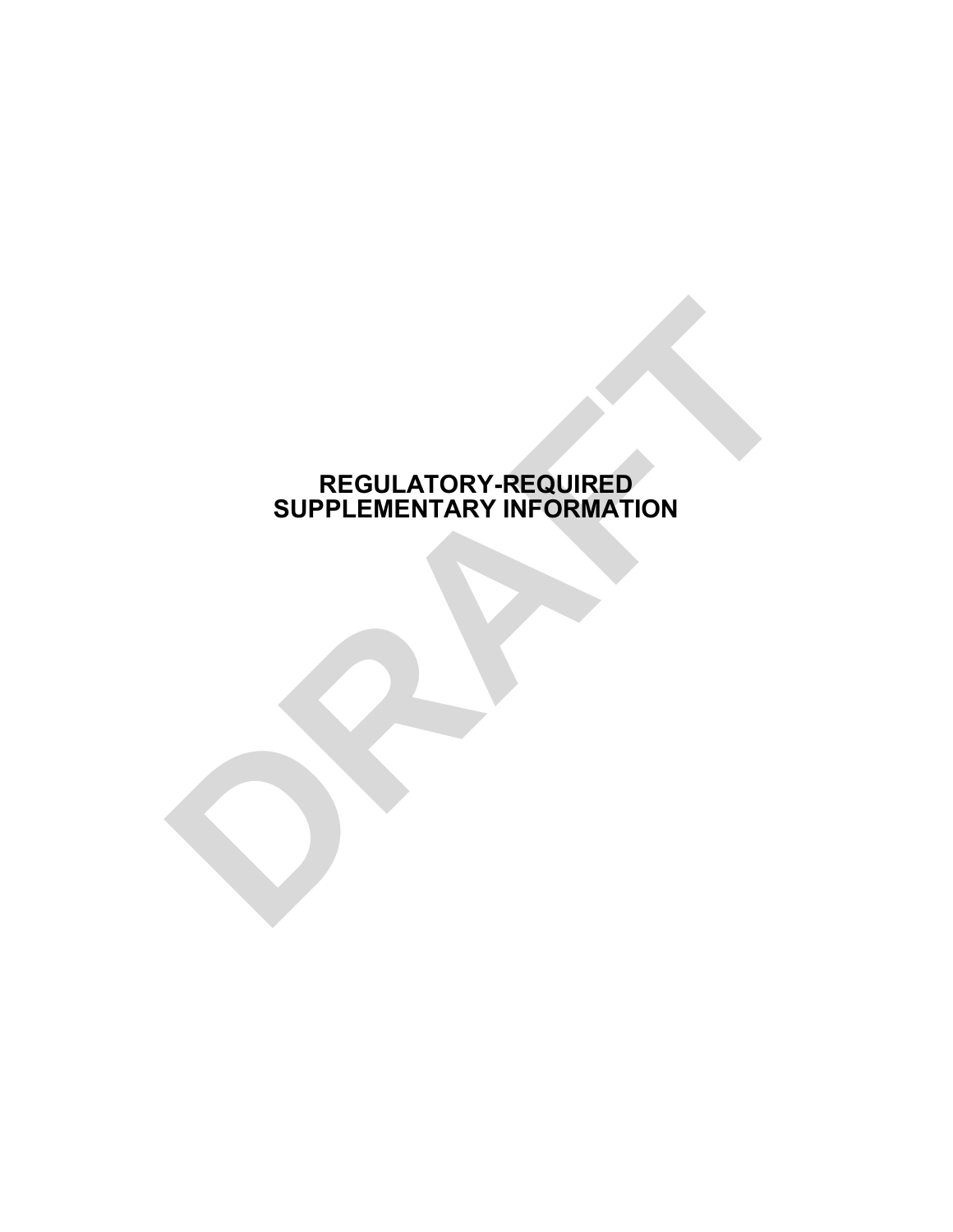# REGULATORY-REQUIRED SUPPLEMENTARY INFORMATION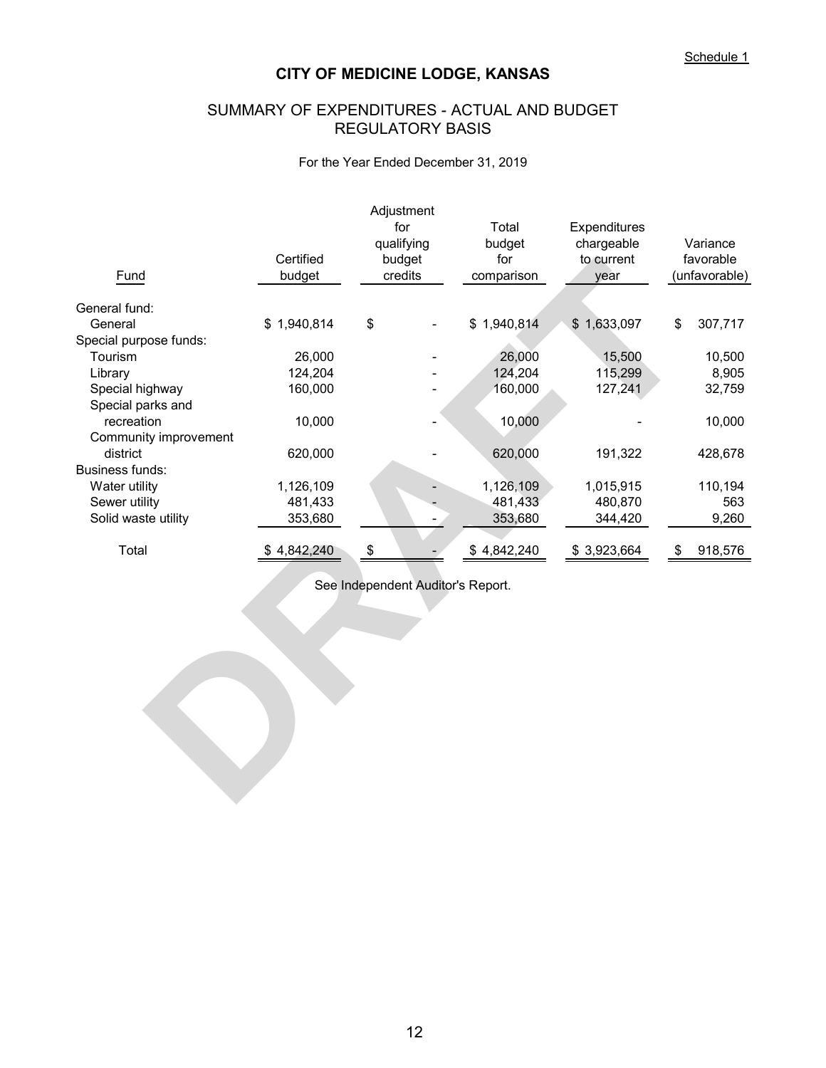Schedule 1

# CITY OF MEDICINE LODGE, KANSAS

## SUMMARY OF EXPENDITURES - ACTUAL AND BUDGET REGULATORY BASIS

For the Year Ended December 31, 2019

| Fund | Certified budget | Adjustment for qualifying budget credits | Total budget for comparison | Expenditures chargeable to current year | Variance favorable (unfavorable) |
|---|---|---|---|---|---|
| General fund: | | | | | |
| General | $ 1,940,814 | $ - | $ 1,940,814 | $ 1,633,097 | $ 307,717 |
| Special purpose funds: | | | | | |
| Tourism | 26,000 | - | 26,000 | 15,500 | 10,500 |
| Library | 124,204 | - | 124,204 | 115,299 | 8,905 |
| Special highway | 160,000 | - | 160,000 | 127,241 | 32,759 |
| Special parks and recreation | 10,000 | - | 10,000 | - | 10,000 |
| Community improvement district | 620,000 | - | 620,000 | 191,322 | 428,678 |
| Business funds: | | | | | |
| Water utility | 1,126,109 | - | 1,126,109 | 1,015,915 | 110,194 |
| Sewer utility | 481,433 | - | 481,433 | 480,870 | 563 |
| Solid waste utility | 353,680 | - | 353,680 | 344,420 | 9,260 |
| Total | $ 4,842,240 | $ - | $ 4,842,240 | $ 3,923,664 | $ 918,576 |

See Independent Auditor's Report.

DRAFT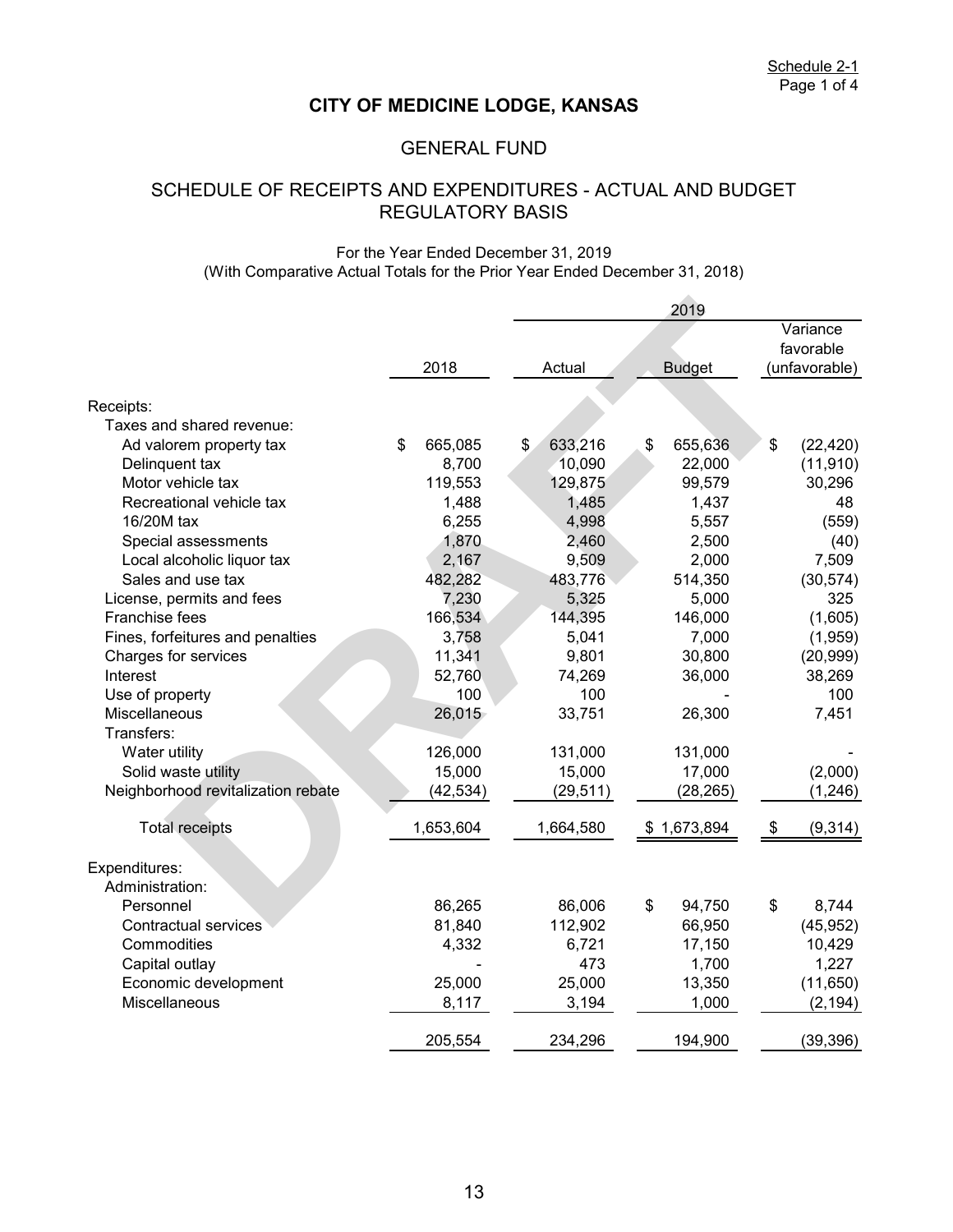Schedule 2-1
Page 1 of 4

# CITY OF MEDICINE LODGE, KANSAS

## GENERAL FUND

## SCHEDULE OF RECEIPTS AND EXPENDITURES - ACTUAL AND BUDGET REGULATORY BASIS

For the Year Ended December 31, 2019
(With Comparative Actual Totals for the Prior Year Ended December 31, 2018)

DRAFT

| | | 2019 | | |
|---|---|---|---|---|
| | 2018 | Actual | Budget | Variance favorable (unfavorable) |
| Receipts: | | | | |
| Taxes and shared revenue: | | | | |
| Ad valorem property tax | $ 665,085 | $ 633,216 | $ 655,636 | $ (22,420) |
| Delinquent tax | 8,700 | 10,090 | 22,000 | (11,910) |
| Motor vehicle tax | 119,553 | 129,875 | 99,579 | 30,296 |
| Recreational vehicle tax | 1,488 | 1,485 | 1,437 | 48 |
| 16/20M tax | 6,255 | 4,998 | 5,557 | (559) |
| Special assessments | 1,870 | 2,460 | 2,500 | (40) |
| Local alcoholic liquor tax | 2,167 | 9,509 | 2,000 | 7,509 |
| Sales and use tax | 482,282 | 483,776 | 514,350 | (30,574) |
| License, permits and fees | 7,230 | 5,325 | 5,000 | 325 |
| Franchise fees | 166,534 | 144,395 | 146,000 | (1,605) |
| Fines, forfeitures and penalties | 3,758 | 5,041 | 7,000 | (1,959) |
| Charges for services | 11,341 | 9,801 | 30,800 | (20,999) |
| Interest | 52,760 | 74,269 | 36,000 | 38,269 |
| Use of property | 100 | 100 | - | 100 |
| Miscellaneous | 26,015 | 33,751 | 26,300 | 7,451 |
| Transfers: | | | | |
| Water utility | 126,000 | 131,000 | 131,000 | - |
| Solid waste utility | 15,000 | 15,000 | 17,000 | (2,000) |
| Neighborhood revitalization rebate | (42,534) | (29,511) | (28,265) | (1,246) |
| Total receipts | 1,653,604 | 1,664,580 | $ 1,673,894 | $ (9,314) |
| Expenditures: | | | | |
| Administration: | | | | |
| Personnel | 86,265 | 86,006 | $ 94,750 | $ 8,744 |
| Contractual services | 81,840 | 112,902 | 66,950 | (45,952) |
| Commodities | 4,332 | 6,721 | 17,150 | 10,429 |
| Capital outlay | - | 473 | 1,700 | 1,227 |
| Economic development | 25,000 | 25,000 | 13,350 | (11,650) |
| Miscellaneous | 8,117 | 3,194 | 1,000 | (2,194) |
| | 205,554 | 234,296 | 194,900 | (39,396) |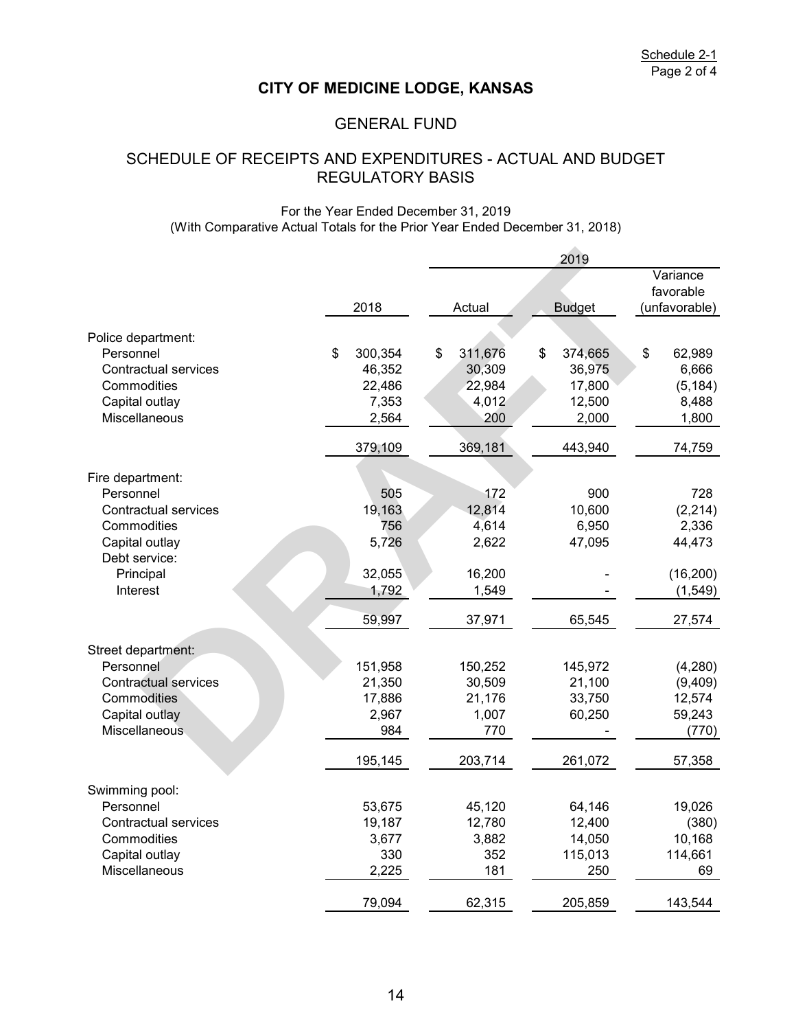Schedule 2-1
Page 2 of 4

# CITY OF MEDICINE LODGE, KANSAS

## GENERAL FUND

## SCHEDULE OF RECEIPTS AND EXPENDITURES - ACTUAL AND BUDGET REGULATORY BASIS

For the Year Ended December 31, 2019
(With Comparative Actual Totals for the Prior Year Ended December 31, 2018)

| | | 2019 | | |
|---|---|---|---|---|
| | 2018 | Actual | Budget | Variance favorable (unfavorable) |
| Police department: | | | | |
| Personnel | $ 300,354 | $ 311,676 | $ 374,665 | $ 62,989 |
| Contractual services | 46,352 | 30,309 | 36,975 | 6,666 |
| Commodities | 22,486 | 22,984 | 17,800 | (5,184) |
| Capital outlay | 7,353 | 4,012 | 12,500 | 8,488 |
| Miscellaneous | 2,564 | 200 | 2,000 | 1,800 |
| | 379,109 | 369,181 | 443,940 | 74,759 |
| Fire department: | | | | |
| Personnel | 505 | 172 | 900 | 728 |
| Contractual services | 19,163 | 12,814 | 10,600 | (2,214) |
| Commodities | 756 | 4,614 | 6,950 | 2,336 |
| Capital outlay | 5,726 | 2,622 | 47,095 | 44,473 |
| Debt service: | | | | |
| Principal | 32,055 | 16,200 | - | (16,200) |
| Interest | 1,792 | 1,549 | - | (1,549) |
| | 59,997 | 37,971 | 65,545 | 27,574 |
| Street department: | | | | |
| Personnel | 151,958 | 150,252 | 145,972 | (4,280) |
| Contractual services | 21,350 | 30,509 | 21,100 | (9,409) |
| Commodities | 17,886 | 21,176 | 33,750 | 12,574 |
| Capital outlay | 2,967 | 1,007 | 60,250 | 59,243 |
| Miscellaneous | 984 | 770 | - | (770) |
| | 195,145 | 203,714 | 261,072 | 57,358 |
| Swimming pool: | | | | |
| Personnel | 53,675 | 45,120 | 64,146 | 19,026 |
| Contractual services | 19,187 | 12,780 | 12,400 | (380) |
| Commodities | 3,677 | 3,882 | 14,050 | 10,168 |
| Capital outlay | 330 | 352 | 115,013 | 114,661 |
| Miscellaneous | 2,225 | 181 | 250 | 69 |
| | 79,094 | 62,315 | 205,859 | 143,544 |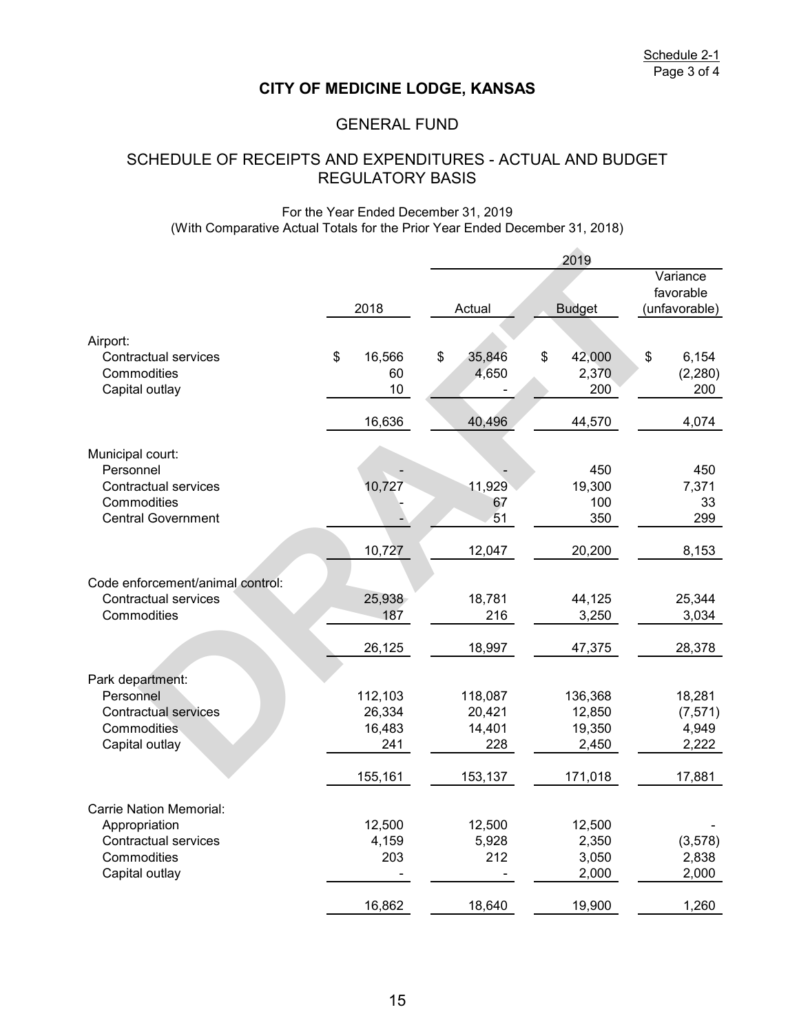Schedule 2-1
Page 3 of 4

# CITY OF MEDICINE LODGE, KANSAS

## GENERAL FUND

## SCHEDULE OF RECEIPTS AND EXPENDITURES - ACTUAL AND BUDGET REGULATORY BASIS

For the Year Ended December 31, 2019
(With Comparative Actual Totals for the Prior Year Ended December 31, 2018)

| | | 2019 | | |
|---|---|---|---|---|
| | 2018 | Actual | Budget | Variance favorable (unfavorable) |
| **Airport:** | | | | |
| Contractual services | $ 16,566 | $ 35,846 | $ 42,000 | $ 6,154 |
| Commodities | 60 | 4,650 | 2,370 | (2,280) |
| Capital outlay | 10 | - | 200 | 200 |
| | 16,636 | 40,496 | 44,570 | 4,074 |
| **Municipal court:** | | | | |
| Personnel | - | - | 450 | 450 |
| Contractual services | 10,727 | 11,929 | 19,300 | 7,371 |
| Commodities | - | 67 | 100 | 33 |
| Central Government | - | 51 | 350 | 299 |
| | 10,727 | 12,047 | 20,200 | 8,153 |
| **Code enforcement/animal control:** | | | | |
| Contractual services | 25,938 | 18,781 | 44,125 | 25,344 |
| Commodities | 187 | 216 | 3,250 | 3,034 |
| | 26,125 | 18,997 | 47,375 | 28,378 |
| **Park department:** | | | | |
| Personnel | 112,103 | 118,087 | 136,368 | 18,281 |
| Contractual services | 26,334 | 20,421 | 12,850 | (7,571) |
| Commodities | 16,483 | 14,401 | 19,350 | 4,949 |
| Capital outlay | 241 | 228 | 2,450 | 2,222 |
| | 155,161 | 153,137 | 171,018 | 17,881 |
| **Carrie Nation Memorial:** | | | | |
| Appropriation | 12,500 | 12,500 | 12,500 | - |
| Contractual services | 4,159 | 5,928 | 2,350 | (3,578) |
| Commodities | 203 | 212 | 3,050 | 2,838 |
| Capital outlay | - | - | 2,000 | 2,000 |
| | 16,862 | 18,640 | 19,900 | 1,260 |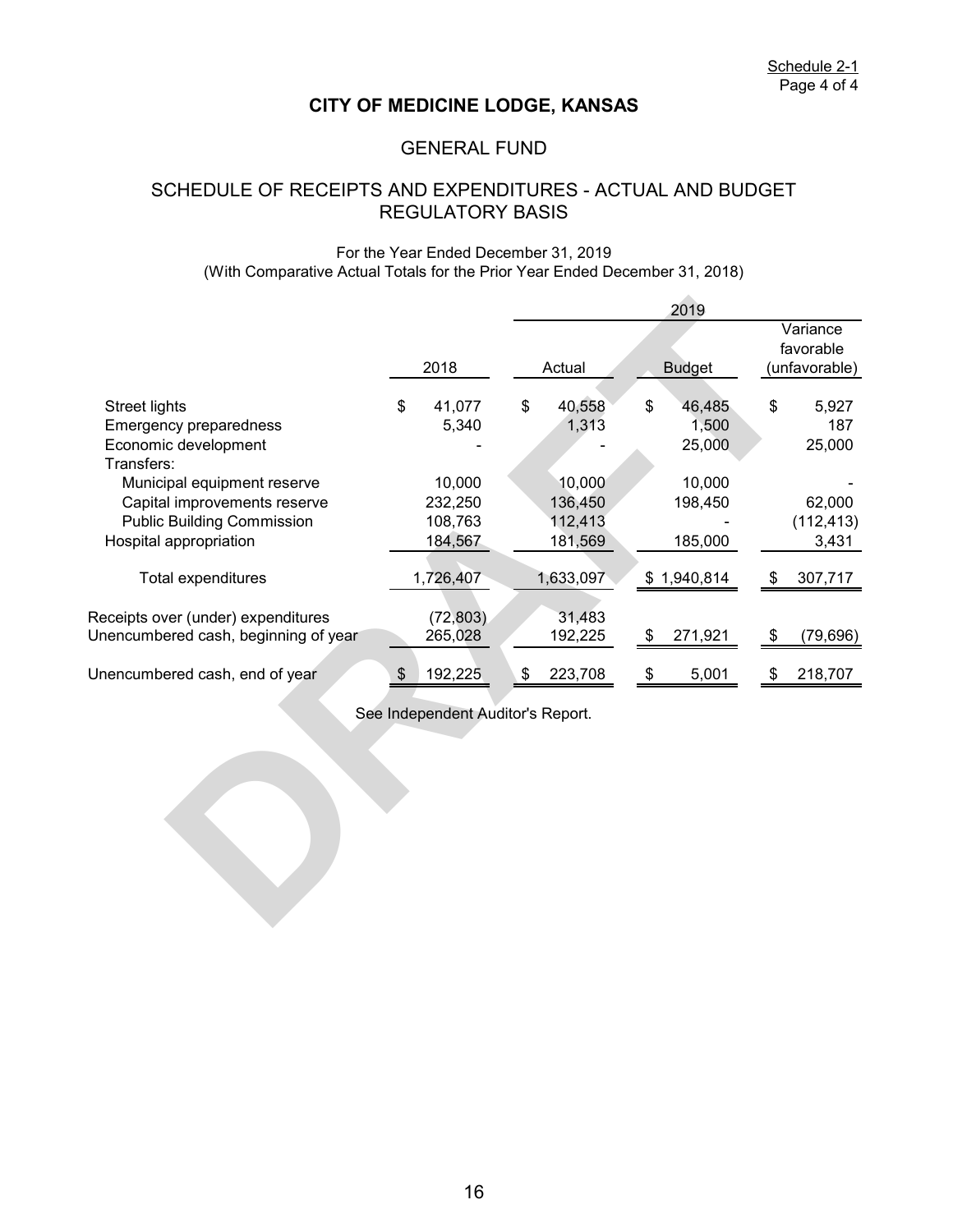Schedule 2-1
Page 4 of 4

# CITY OF MEDICINE LODGE, KANSAS

## GENERAL FUND

## SCHEDULE OF RECEIPTS AND EXPENDITURES - ACTUAL AND BUDGET REGULATORY BASIS

For the Year Ended December 31, 2019
(With Comparative Actual Totals for the Prior Year Ended December 31, 2018)

| | | 2019 | | |
|---|---|---|---|---|
| | 2018 | Actual | Budget | Variance favorable (unfavorable) |
| Street lights | $ 41,077 | $ 40,558 | $ 46,485 | $ 5,927 |
| Emergency preparedness | 5,340 | 1,313 | 1,500 | 187 |
| Economic development | - | - | 25,000 | 25,000 |
| Transfers: | | | | |
| Municipal equipment reserve | 10,000 | 10,000 | 10,000 | - |
| Capital improvements reserve | 232,250 | 136,450 | 198,450 | 62,000 |
| Public Building Commission | 108,763 | 112,413 | - | (112,413) |
| Hospital appropriation | 184,567 | 181,569 | 185,000 | 3,431 |
| Total expenditures | 1,726,407 | 1,633,097 | $ 1,940,814 | $ 307,717 |
| Receipts over (under) expenditures | (72,803) | 31,483 | | |
| Unencumbered cash, beginning of year | 265,028 | 192,225 | $ 271,921 | $ (79,696) |
| Unencumbered cash, end of year | $ 192,225 | $ 223,708 | $ 5,001 | $ 218,707 |

See Independent Auditor's Report.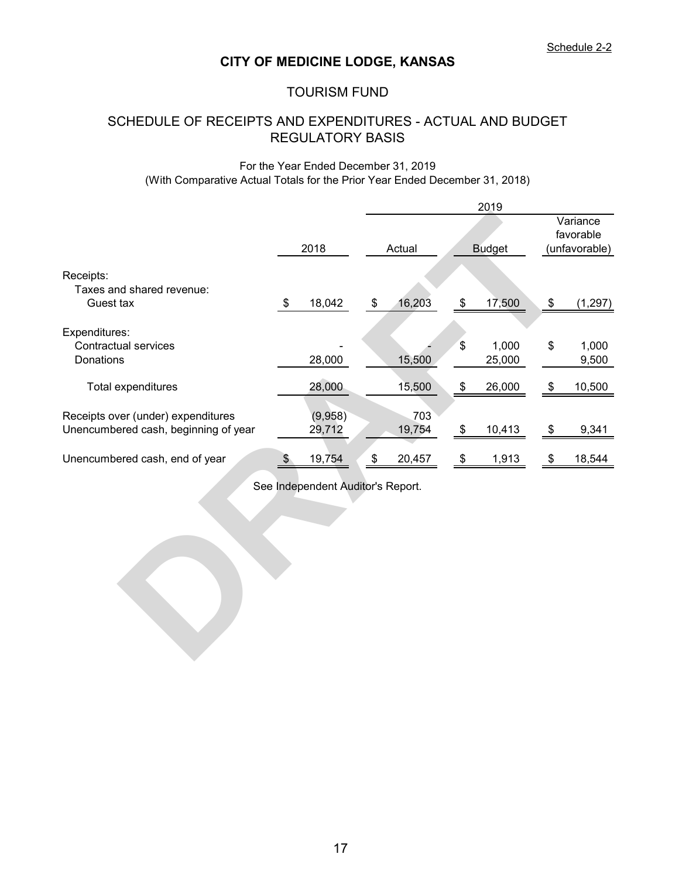Schedule 2-2

# CITY OF MEDICINE LODGE, KANSAS

## TOURISM FUND

## SCHEDULE OF RECEIPTS AND EXPENDITURES - ACTUAL AND BUDGET REGULATORY BASIS

For the Year Ended December 31, 2019
(With Comparative Actual Totals for the Prior Year Ended December 31, 2018)

| | | 2019 | | |
|---|---|---|---|---|
| | 2018 | Actual | Budget | Variance favorable (unfavorable) |
| Receipts: | | | | |
| Taxes and shared revenue: | | | | |
| Guest tax | $ 18,042 | $ 16,203 | $ 17,500 | $ (1,297) |
| Expenditures: | | | | |
| Contractual services | - | - | $ 1,000 | $ 1,000 |
| Donations | 28,000 | 15,500 | 25,000 | 9,500 |
| Total expenditures | 28,000 | 15,500 | $ 26,000 | $ 10,500 |
| Receipts over (under) expenditures | (9,958) | 703 | | |
| Unencumbered cash, beginning of year | 29,712 | 19,754 | $ 10,413 | $ 9,341 |
| Unencumbered cash, end of year | $ 19,754 | $ 20,457 | $ 1,913 | $ 18,544 |

See Independent Auditor's Report.

DRAFT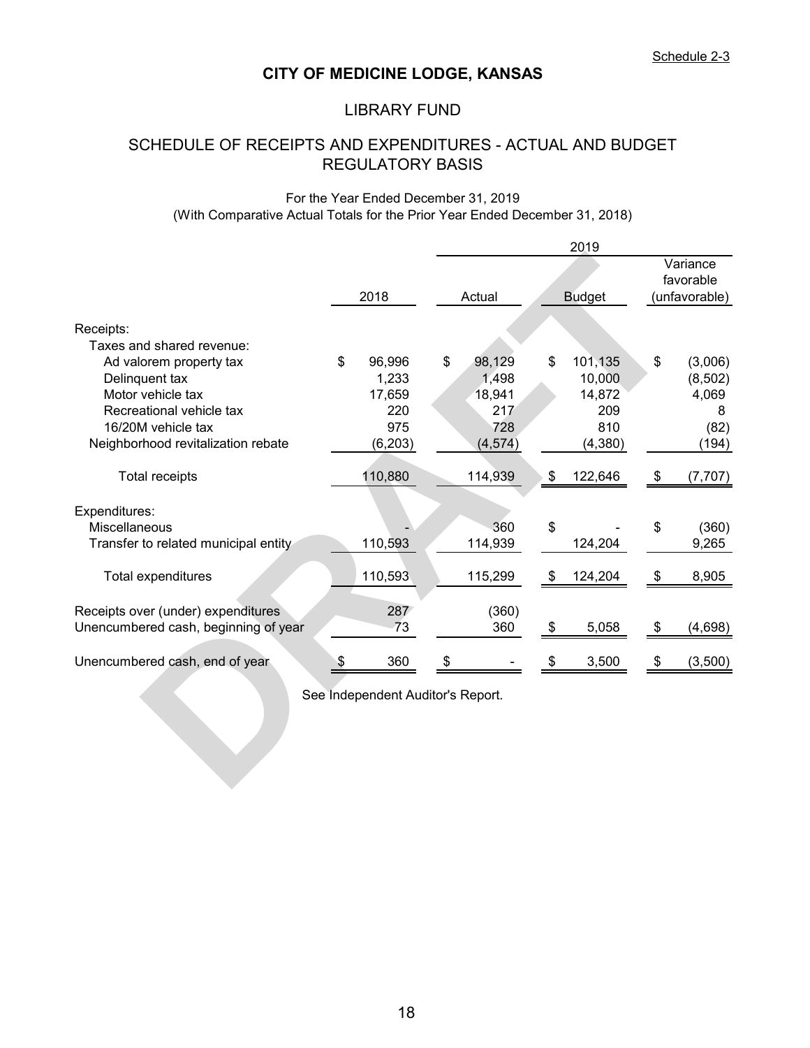Schedule 2-3

# CITY OF MEDICINE LODGE, KANSAS

## LIBRARY FUND

## SCHEDULE OF RECEIPTS AND EXPENDITURES - ACTUAL AND BUDGET REGULATORY BASIS

For the Year Ended December 31, 2019
(With Comparative Actual Totals for the Prior Year Ended December 31, 2018)

| | | 2019 | | |
|---|---|---|---|---|
| | 2018 | Actual | Budget | Variance favorable (unfavorable) |
| Receipts: | | | | |
| Taxes and shared revenue: | | | | |
| Ad valorem property tax | $ 96,996 | $ 98,129 | $ 101,135 | $ (3,006) |
| Delinquent tax | 1,233 | 1,498 | 10,000 | (8,502) |
| Motor vehicle tax | 17,659 | 18,941 | 14,872 | 4,069 |
| Recreational vehicle tax | 220 | 217 | 209 | 8 |
| 16/20M vehicle tax | 975 | 728 | 810 | (82) |
| Neighborhood revitalization rebate | (6,203) | (4,574) | (4,380) | (194) |
| Total receipts | 110,880 | 114,939 | $ 122,646 | $ (7,707) |
| Expenditures: | | | | |
| Miscellaneous | - | 360 | $ - | $ (360) |
| Transfer to related municipal entity | 110,593 | 114,939 | 124,204 | 9,265 |
| Total expenditures | 110,593 | 115,299 | $ 124,204 | $ 8,905 |
| Receipts over (under) expenditures | 287 | (360) | | |
| Unencumbered cash, beginning of year | 73 | 360 | $ 5,058 | $ (4,698) |
| Unencumbered cash, end of year | $ 360 | $ - | $ 3,500 | $ (3,500) |

See Independent Auditor's Report.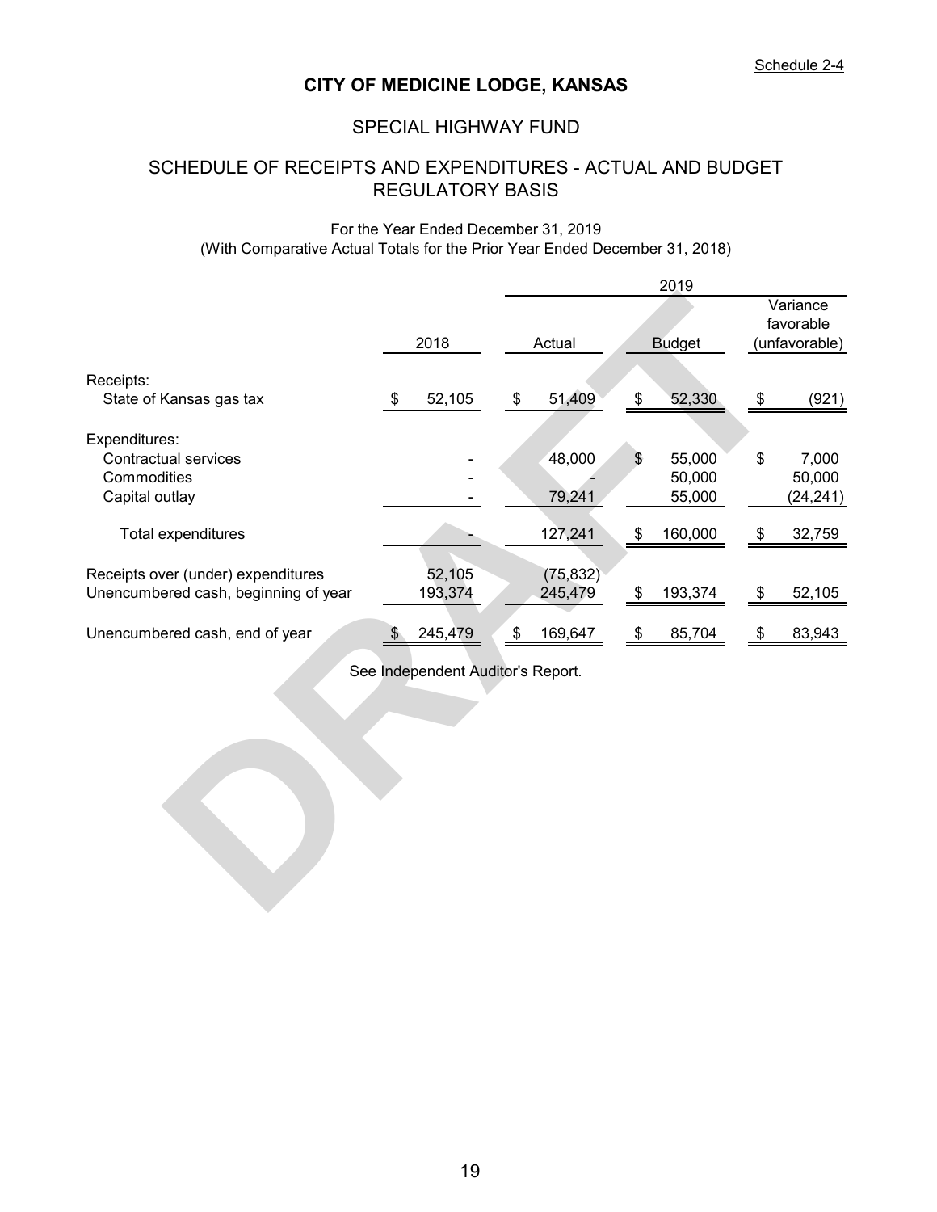Schedule 2-4

# CITY OF MEDICINE LODGE, KANSAS

## SPECIAL HIGHWAY FUND

## SCHEDULE OF RECEIPTS AND EXPENDITURES - ACTUAL AND BUDGET
## REGULATORY BASIS

For the Year Ended December 31, 2019
(With Comparative Actual Totals for the Prior Year Ended December 31, 2018)

| | | 2019 | | |
|---|---|---|---|---|
| | 2018 | Actual | Budget | Variance favorable (unfavorable) |
| Receipts: | | | | |
| State of Kansas gas tax | $ 52,105 | $ 51,409 | $ 52,330 | $ (921) |
| Expenditures: | | | | |
| Contractual services | - | 48,000 | $ 55,000 | $ 7,000 |
| Commodities | - | - | 50,000 | 50,000 |
| Capital outlay | - | 79,241 | 55,000 | (24,241) |
| Total expenditures | - | 127,241 | $ 160,000 | $ 32,759 |
| Receipts over (under) expenditures | 52,105 | (75,832) | | |
| Unencumbered cash, beginning of year | 193,374 | 245,479 | $ 193,374 | $ 52,105 |
| Unencumbered cash, end of year | $ 245,479 | $ 169,647 | $ 85,704 | $ 83,943 |

See Independent Auditor's Report.

DRAFT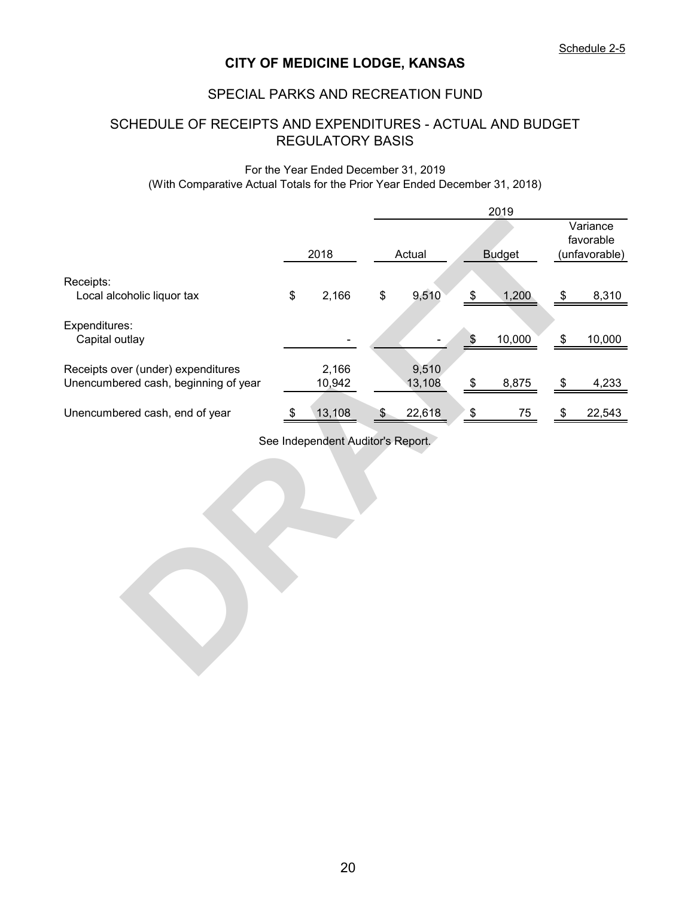Schedule 2-5

# CITY OF MEDICINE LODGE, KANSAS

## SPECIAL PARKS AND RECREATION FUND

## SCHEDULE OF RECEIPTS AND EXPENDITURES - ACTUAL AND BUDGET
## REGULATORY BASIS

For the Year Ended December 31, 2019
(With Comparative Actual Totals for the Prior Year Ended December 31, 2018)

| | | 2019 | | |
|---|---|---|---|---|
| | 2018 | Actual | Budget | Variance favorable (unfavorable) |
| Receipts: | | | | |
| Local alcoholic liquor tax | $ 2,166 | $ 9,510 | $ 1,200 | $ 8,310 |
| Expenditures: | | | | |
| Capital outlay | - | - | $ 10,000 | $ 10,000 |
| Receipts over (under) expenditures | 2,166 | 9,510 | | |
| Unencumbered cash, beginning of year | 10,942 | 13,108 | $ 8,875 | $ 4,233 |
| Unencumbered cash, end of year | $ 13,108 | $ 22,618 | $ 75 | $ 22,543 |

See Independent Auditor's Report.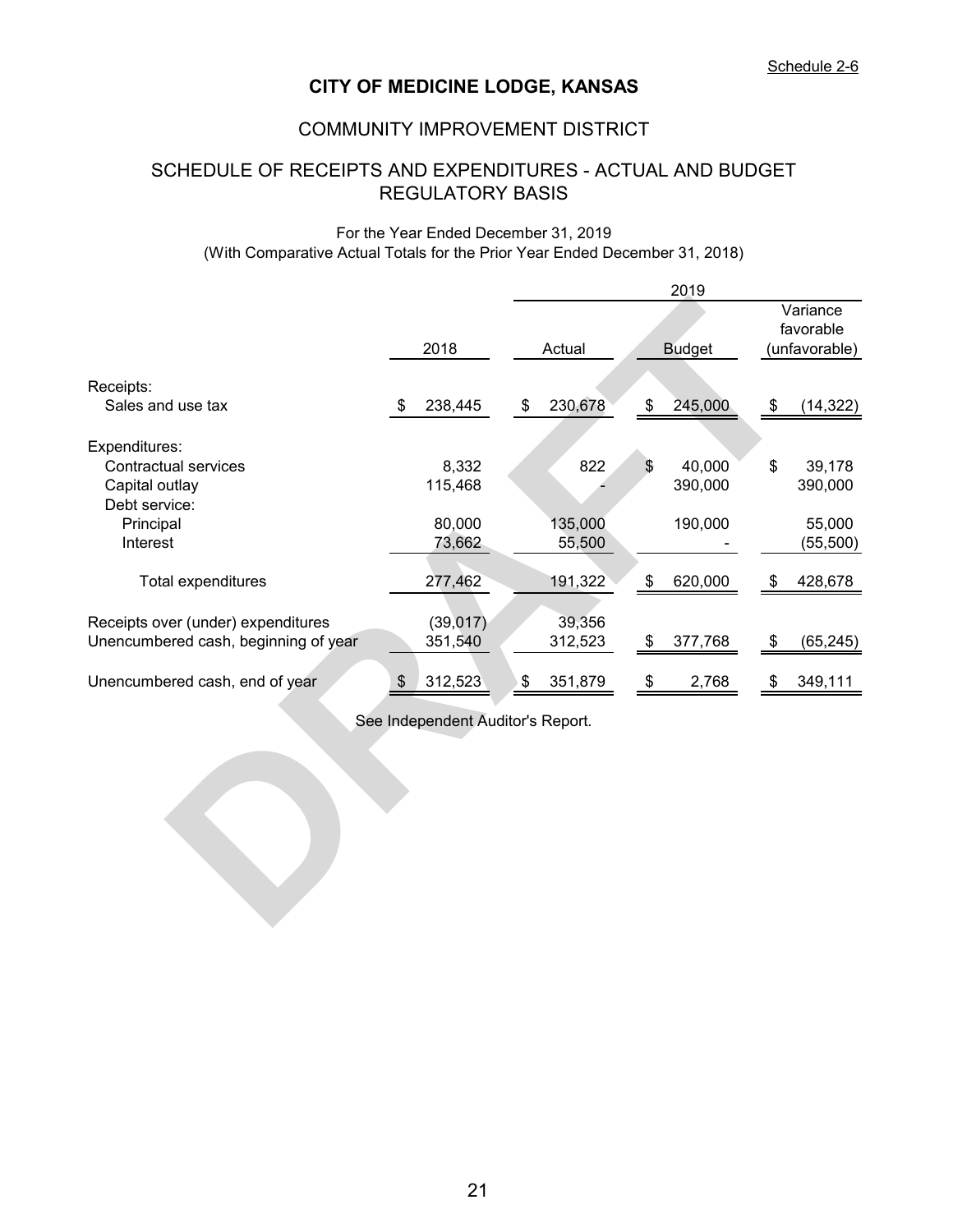Schedule 2-6

# CITY OF MEDICINE LODGE, KANSAS

## COMMUNITY IMPROVEMENT DISTRICT

## SCHEDULE OF RECEIPTS AND EXPENDITURES - ACTUAL AND BUDGET REGULATORY BASIS

For the Year Ended December 31, 2019
(With Comparative Actual Totals for the Prior Year Ended December 31, 2018)

| | | 2019 | | |
|---|---|---|---|---|
| | 2018 | Actual | Budget | Variance favorable (unfavorable) |
| Receipts: | | | | |
| Sales and use tax | $ 238,445 | $ 230,678 | $ 245,000 | $ (14,322) |
| Expenditures: | | | | |
| Contractual services | 8,332 | 822 | $ 40,000 | $ 39,178 |
| Capital outlay | 115,468 | - | 390,000 | 390,000 |
| Debt service: | | | | |
| Principal | 80,000 | 135,000 | 190,000 | 55,000 |
| Interest | 73,662 | 55,500 | - | (55,500) |
| Total expenditures | 277,462 | 191,322 | $ 620,000 | $ 428,678 |
| Receipts over (under) expenditures | (39,017) | 39,356 | | |
| Unencumbered cash, beginning of year | 351,540 | 312,523 | $ 377,768 | $ (65,245) |
| Unencumbered cash, end of year | $ 312,523 | $ 351,879 | $ 2,768 | $ 349,111 |

See Independent Auditor's Report.

DRAFT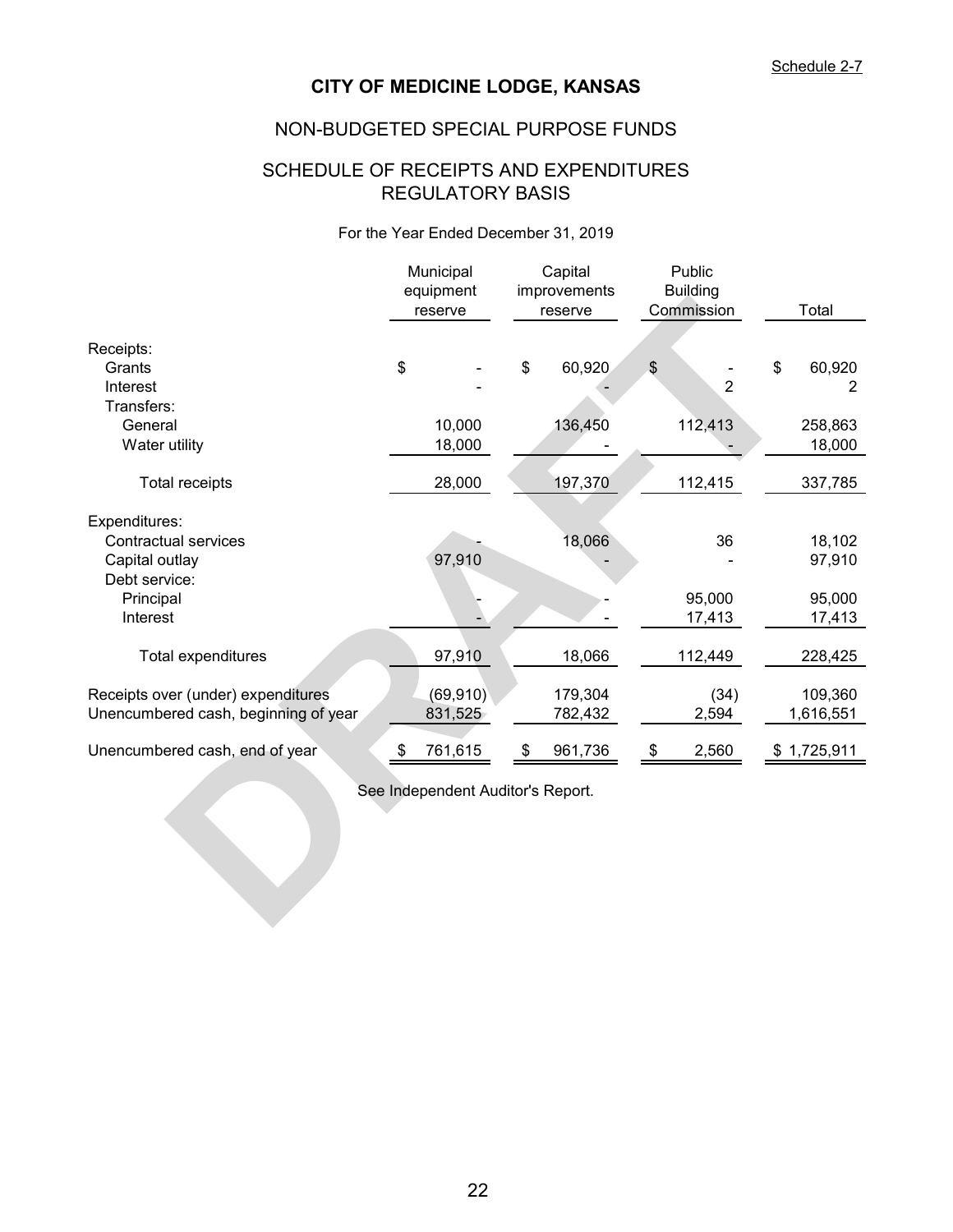Schedule 2-7

# CITY OF MEDICINE LODGE, KANSAS

## NON-BUDGETED SPECIAL PURPOSE FUNDS

## SCHEDULE OF RECEIPTS AND EXPENDITURES REGULATORY BASIS

For the Year Ended December 31, 2019

| | Municipal equipment reserve | Capital improvements reserve | Public Building Commission | Total |
|---|---|---|---|---|
| Receipts: | | | | |
| Grants | $ - | $ 60,920 | $ - | $ 60,920 |
| Interest | - | - | 2 | 2 |
| Transfers: | | | | |
| General | 10,000 | 136,450 | 112,413 | 258,863 |
| Water utility | 18,000 | - | - | 18,000 |
| Total receipts | 28,000 | 197,370 | 112,415 | 337,785 |
| Expenditures: | | | | |
| Contractual services | - | 18,066 | 36 | 18,102 |
| Capital outlay | 97,910 | - | - | 97,910 |
| Debt service: | | | | |
| Principal | - | - | 95,000 | 95,000 |
| Interest | - | - | 17,413 | 17,413 |
| Total expenditures | 97,910 | 18,066 | 112,449 | 228,425 |
| Receipts over (under) expenditures | (69,910) | 179,304 | (34) | 109,360 |
| Unencumbered cash, beginning of year | 831,525 | 782,432 | 2,594 | 1,616,551 |
| Unencumbered cash, end of year | $ 761,615 | $ 961,736 | $ 2,560 | $ 1,725,911 |

See Independent Auditor's Report.

DRAFT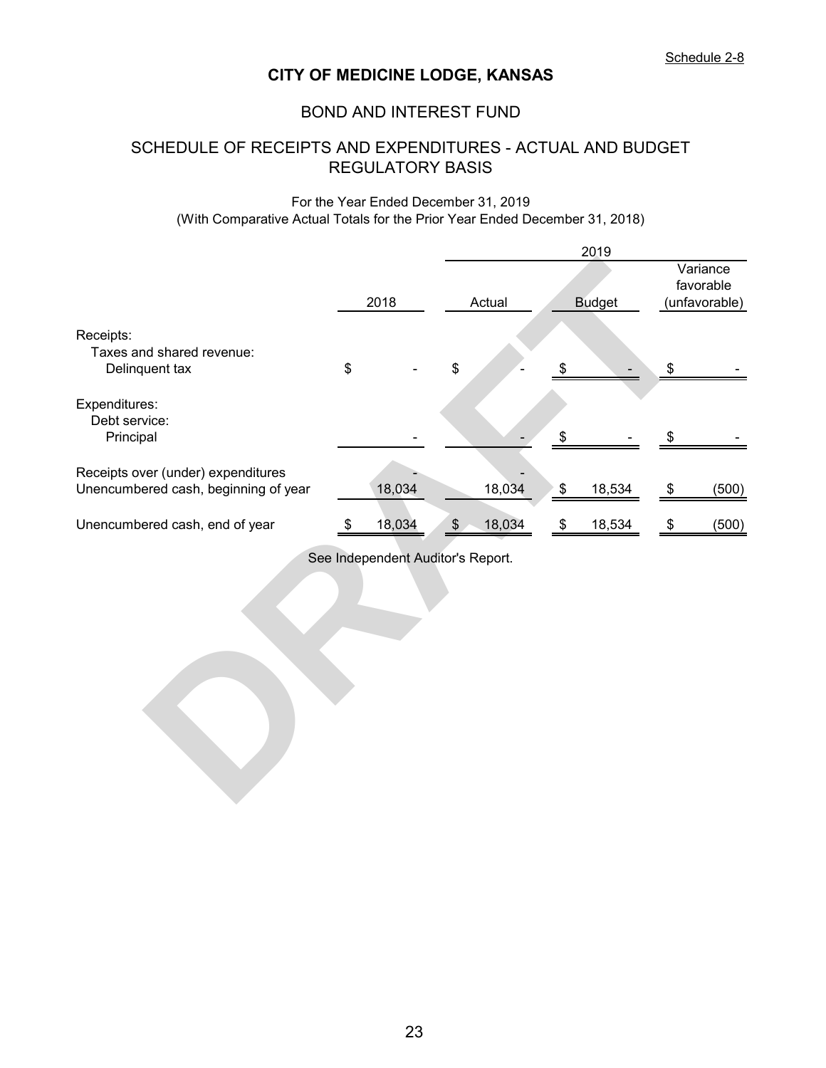Schedule 2-8

# CITY OF MEDICINE LODGE, KANSAS

## BOND AND INTEREST FUND

## SCHEDULE OF RECEIPTS AND EXPENDITURES - ACTUAL AND BUDGET REGULATORY BASIS

For the Year Ended December 31, 2019
(With Comparative Actual Totals for the Prior Year Ended December 31, 2018)

| | | 2019 | | |
|---|---|---|---|---|
| | 2018 | Actual | Budget | Variance favorable (unfavorable) |
| Receipts: | | | | |
| Taxes and shared revenue: | | | | |
| Delinquent tax | $ - | $ - | $ - | $ - |
| Expenditures: | | | | |
| Debt service: | | | | |
| Principal | - | - | $ - | $ - |
| Receipts over (under) expenditures | - | - | | |
| Unencumbered cash, beginning of year | 18,034 | 18,034 | $ 18,534 | $ (500) |
| Unencumbered cash, end of year | $ 18,034 | $ 18,034 | $ 18,534 | $ (500) |

See Independent Auditor's Report.

DRAFT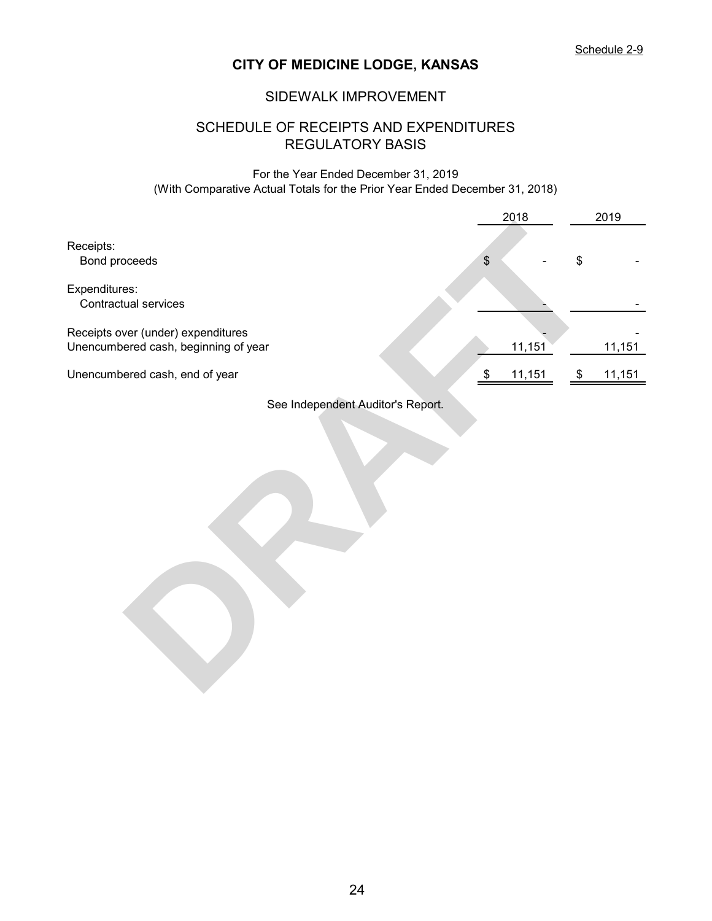Schedule 2-9

# CITY OF MEDICINE LODGE, KANSAS

## SIDEWALK IMPROVEMENT

## SCHEDULE OF RECEIPTS AND EXPENDITURES
## REGULATORY BASIS

For the Year Ended December 31, 2019
(With Comparative Actual Totals for the Prior Year Ended December 31, 2018)

| | 2018 | 2019 |
|---|---|---|
| Receipts: | | |
| Bond proceeds | $ - | $ - |
| Expenditures: | | |
| Contractual services | - | - |
| Receipts over (under) expenditures | - | - |
| Unencumbered cash, beginning of year | 11,151 | 11,151 |
| Unencumbered cash, end of year | $ 11,151 | $ 11,151 |

See Independent Auditor's Report.

DRAFT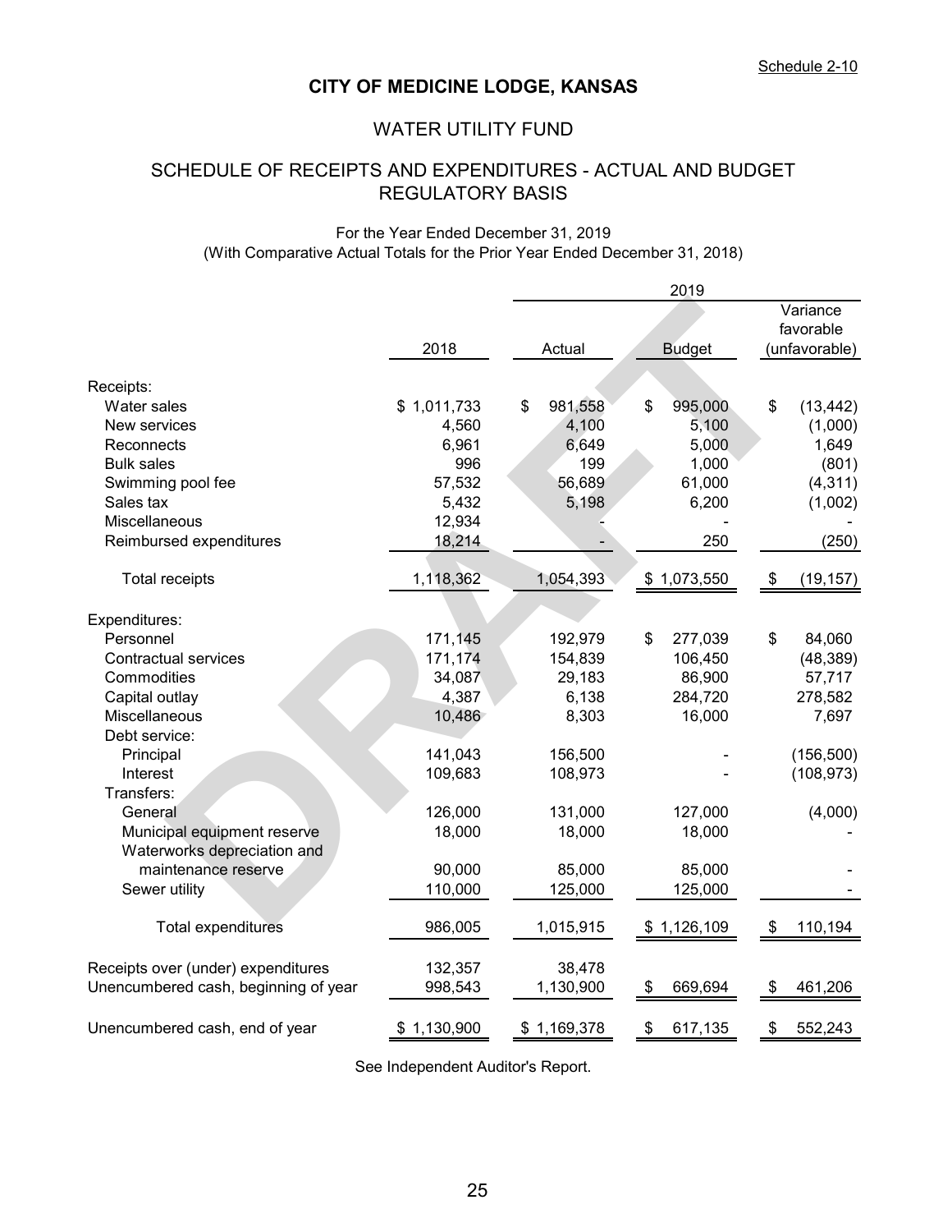Schedule 2-10

# CITY OF MEDICINE LODGE, KANSAS

## WATER UTILITY FUND

## SCHEDULE OF RECEIPTS AND EXPENDITURES - ACTUAL AND BUDGET REGULATORY BASIS

For the Year Ended December 31, 2019
(With Comparative Actual Totals for the Prior Year Ended December 31, 2018)

| | | 2019 | | |
|---|---|---|---|---|
| | 2018 | Actual | Budget | Variance favorable (unfavorable) |
| Receipts: | | | | |
| Water sales | $ 1,011,733 | $ 981,558 | $ 995,000 | $ (13,442) |
| New services | 4,560 | 4,100 | 5,100 | (1,000) |
| Reconnects | 6,961 | 6,649 | 5,000 | 1,649 |
| Bulk sales | 996 | 199 | 1,000 | (801) |
| Swimming pool fee | 57,532 | 56,689 | 61,000 | (4,311) |
| Sales tax | 5,432 | 5,198 | 6,200 | (1,002) |
| Miscellaneous | 12,934 | - | - | - |
| Reimbursed expenditures | 18,214 | - | 250 | (250) |
| Total receipts | 1,118,362 | 1,054,393 | $ 1,073,550 | $ (19,157) |
| Expenditures: | | | | |
| Personnel | 171,145 | 192,979 | $ 277,039 | $ 84,060 |
| Contractual services | 171,174 | 154,839 | 106,450 | (48,389) |
| Commodities | 34,087 | 29,183 | 86,900 | 57,717 |
| Capital outlay | 4,387 | 6,138 | 284,720 | 278,582 |
| Miscellaneous | 10,486 | 8,303 | 16,000 | 7,697 |
| Debt service: | | | | |
| Principal | 141,043 | 156,500 | - | (156,500) |
| Interest | 109,683 | 108,973 | - | (108,973) |
| Transfers: | | | | |
| General | 126,000 | 131,000 | 127,000 | (4,000) |
| Municipal equipment reserve | 18,000 | 18,000 | 18,000 | - |
| Waterworks depreciation and maintenance reserve | 90,000 | 85,000 | 85,000 | - |
| Sewer utility | 110,000 | 125,000 | 125,000 | - |
| Total expenditures | 986,005 | 1,015,915 | $ 1,126,109 | $ 110,194 |
| Receipts over (under) expenditures | 132,357 | 38,478 | | |
| Unencumbered cash, beginning of year | 998,543 | 1,130,900 | $ 669,694 | $ 461,206 |
| Unencumbered cash, end of year | $ 1,130,900 | $ 1,169,378 | $ 617,135 | $ 552,243 |

See Independent Auditor's Report.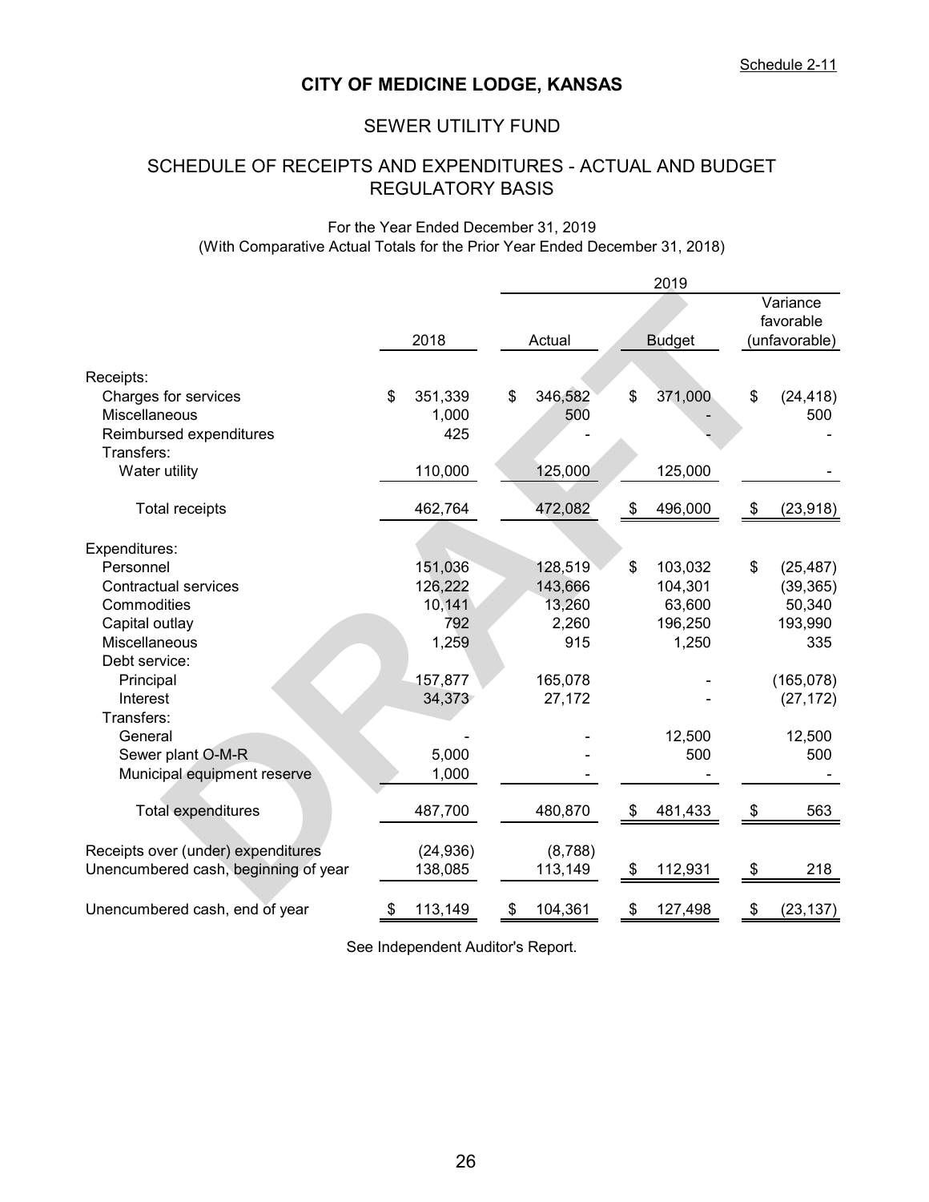Schedule 2-11

# CITY OF MEDICINE LODGE, KANSAS

## SEWER UTILITY FUND

## SCHEDULE OF RECEIPTS AND EXPENDITURES - ACTUAL AND BUDGET
## REGULATORY BASIS

For the Year Ended December 31, 2019
(With Comparative Actual Totals for the Prior Year Ended December 31, 2018)

| | | 2019 | | |
|---|---|---|---|---|
| | 2018 | Actual | Budget | Variance favorable (unfavorable) |
| Receipts: | | | | |
| Charges for services | $ 351,339 | $ 346,582 | $ 371,000 | $ (24,418) |
| Miscellaneous | 1,000 | 500 | - | 500 |
| Reimbursed expenditures | 425 | - | - | - |
| Transfers: | | | | |
| Water utility | 110,000 | 125,000 | 125,000 | - |
| Total receipts | 462,764 | 472,082 | $ 496,000 | $ (23,918) |
| Expenditures: | | | | |
| Personnel | 151,036 | 128,519 | $ 103,032 | $ (25,487) |
| Contractual services | 126,222 | 143,666 | 104,301 | (39,365) |
| Commodities | 10,141 | 13,260 | 63,600 | 50,340 |
| Capital outlay | 792 | 2,260 | 196,250 | 193,990 |
| Miscellaneous | 1,259 | 915 | 1,250 | 335 |
| Debt service: | | | | |
| Principal | 157,877 | 165,078 | - | (165,078) |
| Interest | 34,373 | 27,172 | - | (27,172) |
| Transfers: | | | | |
| General | - | - | 12,500 | 12,500 |
| Sewer plant O-M-R | 5,000 | - | 500 | 500 |
| Municipal equipment reserve | 1,000 | - | - | - |
| Total expenditures | 487,700 | 480,870 | $ 481,433 | $ 563 |
| Receipts over (under) expenditures | (24,936) | (8,788) | | |
| Unencumbered cash, beginning of year | 138,085 | 113,149 | $ 112,931 | $ 218 |
| Unencumbered cash, end of year | $ 113,149 | $ 104,361 | $ 127,498 | $ (23,137) |

See Independent Auditor's Report.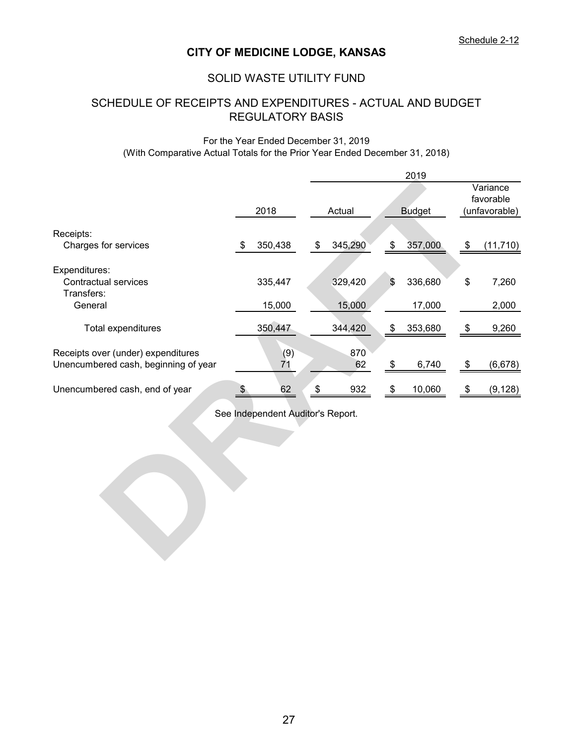Schedule 2-12

# CITY OF MEDICINE LODGE, KANSAS

## SOLID WASTE UTILITY FUND

## SCHEDULE OF RECEIPTS AND EXPENDITURES - ACTUAL AND BUDGET REGULATORY BASIS

For the Year Ended December 31, 2019
(With Comparative Actual Totals for the Prior Year Ended December 31, 2018)

| | | 2019 | | |
|---|---|---|---|---|
| | 2018 | Actual | Budget | Variance favorable (unfavorable) |
| Receipts: | | | | |
| Charges for services | $ 350,438 | $ 345,290 | $ 357,000 | $ (11,710) |
| Expenditures: | | | | |
| Contractual services | 335,447 | 329,420 | $ 336,680 | $ 7,260 |
| Transfers: | | | | |
| General | 15,000 | 15,000 | 17,000 | 2,000 |
| Total expenditures | 350,447 | 344,420 | $ 353,680 | $ 9,260 |
| Receipts over (under) expenditures | (9) | 870 | | |
| Unencumbered cash, beginning of year | 71 | 62 | $ 6,740 | $ (6,678) |
| Unencumbered cash, end of year | $ 62 | $ 932 | $ 10,060 | $ (9,128) |

See Independent Auditor's Report.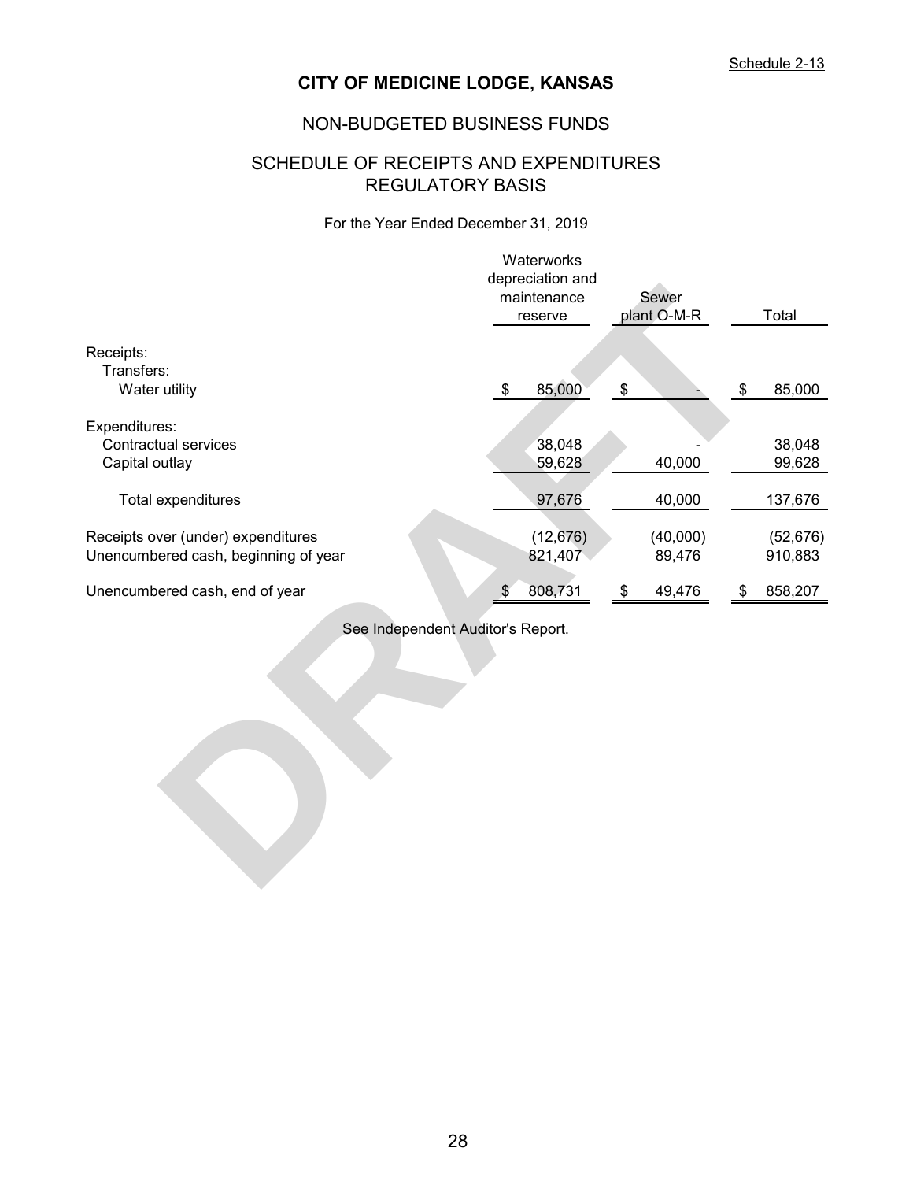Schedule 2-13

# CITY OF MEDICINE LODGE, KANSAS

## NON-BUDGETED BUSINESS FUNDS

## SCHEDULE OF RECEIPTS AND EXPENDITURES REGULATORY BASIS

For the Year Ended December 31, 2019

| | Waterworks depreciation and maintenance reserve | Sewer plant O-M-R | Total |
|---|---|---|---|
| Receipts: | | | |
| Transfers: | | | |
| Water utility | $ 85,000 | $ - | $ 85,000 |
| Expenditures: | | | |
| Contractual services | 38,048 | - | 38,048 |
| Capital outlay | 59,628 | 40,000 | 99,628 |
| Total expenditures | 97,676 | 40,000 | 137,676 |
| Receipts over (under) expenditures | (12,676) | (40,000) | (52,676) |
| Unencumbered cash, beginning of year | 821,407 | 89,476 | 910,883 |
| Unencumbered cash, end of year | $ 808,731 | $ 49,476 | $ 858,207 |

See Independent Auditor's Report.

DRAFT